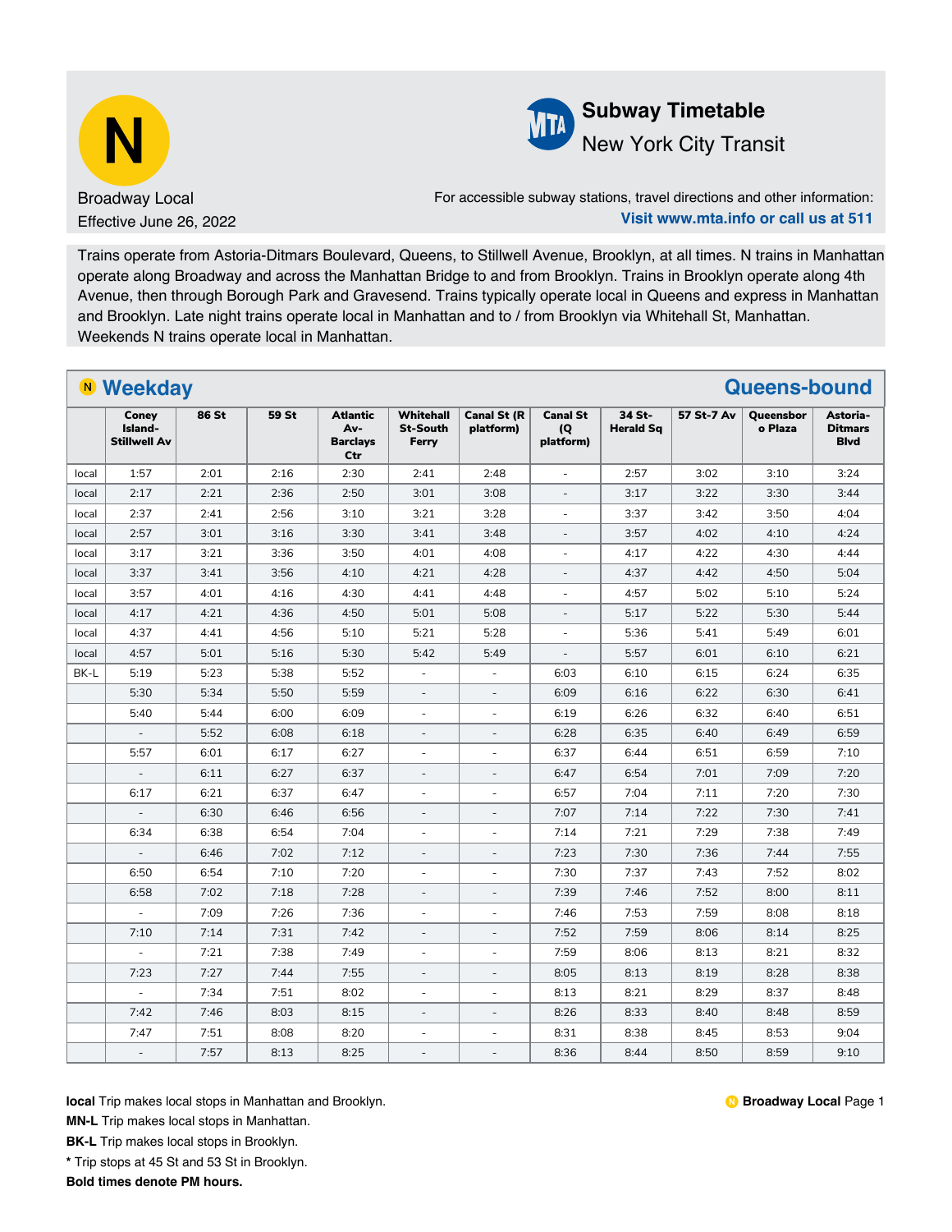# N

Broadway Local

Effective June 26, 2022

## Subway Timetable

New York City Transit

For accessible subway stations, travel directions and other information:
**Visit www.mta.info or call us at 511**

Trains operate from Astoria-Ditmars Boulevard, Queens, to Stillwell Avenue, Brooklyn, at all times. N trains in Manhattan operate along Broadway and across the Manhattan Bridge to and from Brooklyn. Trains in Brooklyn operate along 4th Avenue, then through Borough Park and Gravesend. Trains typically operate local in Queens and express in Manhattan and Brooklyn. Late night trains operate local in Manhattan and to / from Brooklyn via Whitehall St, Manhattan. Weekends N trains operate local in Manhattan.

## Weekday — Queens-bound

| | Coney Island-Stillwell Av | 86 St | 59 St | Atlantic Av-Barclays Ctr | Whitehall St-South Ferry | Canal St (R platform) | Canal St (Q platform) | 34 St-Herald Sq | 57 St-7 Av | Queensboro Plaza | Astoria-Ditmars Blvd |
|---|---|---|---|---|---|---|---|---|---|---|---|
| local | 1:57 | 2:01 | 2:16 | 2:30 | 2:41 | 2:48 | - | 2:57 | 3:02 | 3:10 | 3:24 |
| local | 2:17 | 2:21 | 2:36 | 2:50 | 3:01 | 3:08 | - | 3:17 | 3:22 | 3:30 | 3:44 |
| local | 2:37 | 2:41 | 2:56 | 3:10 | 3:21 | 3:28 | - | 3:37 | 3:42 | 3:50 | 4:04 |
| local | 2:57 | 3:01 | 3:16 | 3:30 | 3:41 | 3:48 | - | 3:57 | 4:02 | 4:10 | 4:24 |
| local | 3:17 | 3:21 | 3:36 | 3:50 | 4:01 | 4:08 | - | 4:17 | 4:22 | 4:30 | 4:44 |
| local | 3:37 | 3:41 | 3:56 | 4:10 | 4:21 | 4:28 | - | 4:37 | 4:42 | 4:50 | 5:04 |
| local | 3:57 | 4:01 | 4:16 | 4:30 | 4:41 | 4:48 | - | 4:57 | 5:02 | 5:10 | 5:24 |
| local | 4:17 | 4:21 | 4:36 | 4:50 | 5:01 | 5:08 | - | 5:17 | 5:22 | 5:30 | 5:44 |
| local | 4:37 | 4:41 | 4:56 | 5:10 | 5:21 | 5:28 | - | 5:36 | 5:41 | 5:49 | 6:01 |
| local | 4:57 | 5:01 | 5:16 | 5:30 | 5:42 | 5:49 | - | 5:57 | 6:01 | 6:10 | 6:21 |
| BK-L | 5:19 | 5:23 | 5:38 | 5:52 | - | - | 6:03 | 6:10 | 6:15 | 6:24 | 6:35 |
| | 5:30 | 5:34 | 5:50 | 5:59 | - | - | 6:09 | 6:16 | 6:22 | 6:30 | 6:41 |
| | 5:40 | 5:44 | 6:00 | 6:09 | - | - | 6:19 | 6:26 | 6:32 | 6:40 | 6:51 |
| | - | 5:52 | 6:08 | 6:18 | - | - | 6:28 | 6:35 | 6:40 | 6:49 | 6:59 |
| | 5:57 | 6:01 | 6:17 | 6:27 | - | - | 6:37 | 6:44 | 6:51 | 6:59 | 7:10 |
| | - | 6:11 | 6:27 | 6:37 | - | - | 6:47 | 6:54 | 7:01 | 7:09 | 7:20 |
| | 6:17 | 6:21 | 6:37 | 6:47 | - | - | 6:57 | 7:04 | 7:11 | 7:20 | 7:30 |
| | - | 6:30 | 6:46 | 6:56 | - | - | 7:07 | 7:14 | 7:22 | 7:30 | 7:41 |
| | 6:34 | 6:38 | 6:54 | 7:04 | - | - | 7:14 | 7:21 | 7:29 | 7:38 | 7:49 |
| | - | 6:46 | 7:02 | 7:12 | - | - | 7:23 | 7:30 | 7:36 | 7:44 | 7:55 |
| | 6:50 | 6:54 | 7:10 | 7:20 | - | - | 7:30 | 7:37 | 7:43 | 7:52 | 8:02 |
| | 6:58 | 7:02 | 7:18 | 7:28 | - | - | 7:39 | 7:46 | 7:52 | 8:00 | 8:11 |
| | - | 7:09 | 7:26 | 7:36 | - | - | 7:46 | 7:53 | 7:59 | 8:08 | 8:18 |
| | 7:10 | 7:14 | 7:31 | 7:42 | - | - | 7:52 | 7:59 | 8:06 | 8:14 | 8:25 |
| | - | 7:21 | 7:38 | 7:49 | - | - | 7:59 | 8:06 | 8:13 | 8:21 | 8:32 |
| | 7:23 | 7:27 | 7:44 | 7:55 | - | - | 8:05 | 8:13 | 8:19 | 8:28 | 8:38 |
| | - | 7:34 | 7:51 | 8:02 | - | - | 8:13 | 8:21 | 8:29 | 8:37 | 8:48 |
| | 7:42 | 7:46 | 8:03 | 8:15 | - | - | 8:26 | 8:33 | 8:40 | 8:48 | 8:59 |
| | 7:47 | 7:51 | 8:08 | 8:20 | - | - | 8:31 | 8:38 | 8:45 | 8:53 | 9:04 |
| | - | 7:57 | 8:13 | 8:25 | - | - | 8:36 | 8:44 | 8:50 | 8:59 | 9:10 |

**local** Trip makes local stops in Manhattan and Brooklyn.

**MN-L** Trip makes local stops in Manhattan.

**BK-L** Trip makes local stops in Brooklyn.

**\*** Trip stops at 45 St and 53 St in Brooklyn.

**Bold times denote PM hours.**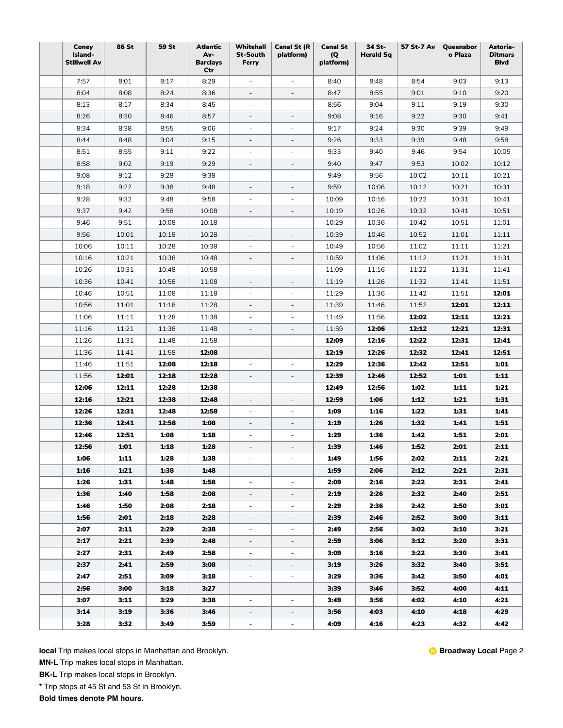| | Coney Island-Stillwell Av | 86 St | 59 St | Atlantic Av-Barclays Ctr | Whitehall St-South Ferry | Canal St (R platform) | Canal St (Q platform) | 34 St-Herald Sq | 57 St-7 Av | Queensboro Plaza | Astoria-Ditmars Blvd |
|---|---|---|---|---|---|---|---|---|---|---|---|
| | 7:57 | 8:01 | 8:17 | 8:29 | - | - | 8:40 | 8:48 | 8:54 | 9:03 | 9:13 |
| | 8:04 | 8:08 | 8:24 | 8:36 | - | - | 8:47 | 8:55 | 9:01 | 9:10 | 9:20 |
| | 8:13 | 8:17 | 8:34 | 8:45 | - | - | 8:56 | 9:04 | 9:11 | 9:19 | 9:30 |
| | 8:26 | 8:30 | 8:46 | 8:57 | - | - | 9:08 | 9:16 | 9:22 | 9:30 | 9:41 |
| | 8:34 | 8:38 | 8:55 | 9:06 | - | - | 9:17 | 9:24 | 9:30 | 9:39 | 9:49 |
| | 8:44 | 8:48 | 9:04 | 9:15 | - | - | 9:26 | 9:33 | 9:39 | 9:48 | 9:58 |
| | 8:51 | 8:55 | 9:11 | 9:22 | - | - | 9:33 | 9:40 | 9:46 | 9:54 | 10:05 |
| | 8:58 | 9:02 | 9:19 | 9:29 | - | - | 9:40 | 9:47 | 9:53 | 10:02 | 10:12 |
| | 9:08 | 9:12 | 9:28 | 9:38 | - | - | 9:49 | 9:56 | 10:02 | 10:11 | 10:21 |
| | 9:18 | 9:22 | 9:38 | 9:48 | - | - | 9:59 | 10:06 | 10:12 | 10:21 | 10:31 |
| | 9:28 | 9:32 | 9:48 | 9:58 | - | - | 10:09 | 10:16 | 10:22 | 10:31 | 10:41 |
| | 9:37 | 9:42 | 9:58 | 10:08 | - | - | 10:19 | 10:26 | 10:32 | 10:41 | 10:51 |
| | 9:46 | 9:51 | 10:08 | 10:18 | - | - | 10:29 | 10:36 | 10:42 | 10:51 | 11:01 |
| | 9:56 | 10:01 | 10:18 | 10:28 | - | - | 10:39 | 10:46 | 10:52 | 11:01 | 11:11 |
| | 10:06 | 10:11 | 10:28 | 10:38 | - | - | 10:49 | 10:56 | 11:02 | 11:11 | 11:21 |
| | 10:16 | 10:21 | 10:38 | 10:48 | - | - | 10:59 | 11:06 | 11:12 | 11:21 | 11:31 |
| | 10:26 | 10:31 | 10:48 | 10:58 | - | - | 11:09 | 11:16 | 11:22 | 11:31 | 11:41 |
| | 10:36 | 10:41 | 10:58 | 11:08 | - | - | 11:19 | 11:26 | 11:32 | 11:41 | 11:51 |
| | 10:46 | 10:51 | 11:08 | 11:18 | - | - | 11:29 | 11:36 | 11:42 | 11:51 | **12:01** |
| | 10:56 | 11:01 | 11:18 | 11:28 | - | - | 11:39 | 11:46 | 11:52 | **12:01** | **12:11** |
| | 11:06 | 11:11 | 11:28 | 11:38 | - | - | 11:49 | 11:56 | **12:02** | **12:11** | **12:21** |
| | 11:16 | 11:21 | 11:38 | 11:48 | - | - | 11:59 | **12:06** | **12:12** | **12:21** | **12:31** |
| | 11:26 | 11:31 | 11:48 | 11:58 | - | - | **12:09** | **12:16** | **12:22** | **12:31** | **12:41** |
| | 11:36 | 11:41 | 11:58 | **12:08** | - | - | **12:19** | **12:26** | **12:32** | **12:41** | **12:51** |
| | 11:46 | 11:51 | **12:08** | **12:18** | - | - | **12:29** | **12:36** | **12:42** | **12:51** | **1:01** |
| | 11:56 | **12:01** | **12:18** | **12:28** | - | - | **12:39** | **12:46** | **12:52** | **1:01** | **1:11** |
| | **12:06** | **12:11** | **12:28** | **12:38** | - | - | **12:49** | **12:56** | **1:02** | **1:11** | **1:21** |
| | **12:16** | **12:21** | **12:38** | **12:48** | - | - | **12:59** | **1:06** | **1:12** | **1:21** | **1:31** |
| | **12:26** | **12:31** | **12:48** | **12:58** | - | - | **1:09** | **1:16** | **1:22** | **1:31** | **1:41** |
| | **12:36** | **12:41** | **12:58** | **1:08** | - | - | **1:19** | **1:26** | **1:32** | **1:41** | **1:51** |
| | **12:46** | **12:51** | **1:08** | **1:18** | - | - | **1:29** | **1:36** | **1:42** | **1:51** | **2:01** |
| | **12:56** | **1:01** | **1:18** | **1:28** | - | - | **1:39** | **1:46** | **1:52** | **2:01** | **2:11** |
| | **1:06** | **1:11** | **1:28** | **1:38** | - | - | **1:49** | **1:56** | **2:02** | **2:11** | **2:21** |
| | **1:16** | **1:21** | **1:38** | **1:48** | - | - | **1:59** | **2:06** | **2:12** | **2:21** | **2:31** |
| | **1:26** | **1:31** | **1:48** | **1:58** | - | - | **2:09** | **2:16** | **2:22** | **2:31** | **2:41** |
| | **1:36** | **1:40** | **1:58** | **2:08** | - | - | **2:19** | **2:26** | **2:32** | **2:40** | **2:51** |
| | **1:46** | **1:50** | **2:08** | **2:18** | - | - | **2:29** | **2:36** | **2:42** | **2:50** | **3:01** |
| | **1:56** | **2:01** | **2:18** | **2:28** | - | - | **2:39** | **2:46** | **2:52** | **3:00** | **3:11** |
| | **2:07** | **2:11** | **2:29** | **2:38** | - | - | **2:49** | **2:56** | **3:02** | **3:10** | **3:21** |
| | **2:17** | **2:21** | **2:39** | **2:48** | - | - | **2:59** | **3:06** | **3:12** | **3:20** | **3:31** |
| | **2:27** | **2:31** | **2:49** | **2:58** | - | - | **3:09** | **3:16** | **3:22** | **3:30** | **3:41** |
| | **2:37** | **2:41** | **2:59** | **3:08** | - | - | **3:19** | **3:26** | **3:32** | **3:40** | **3:51** |
| | **2:47** | **2:51** | **3:09** | **3:18** | - | - | **3:29** | **3:36** | **3:42** | **3:50** | **4:01** |
| | **2:56** | **3:00** | **3:18** | **3:27** | - | - | **3:39** | **3:46** | **3:52** | **4:00** | **4:11** |
| | **3:07** | **3:11** | **3:29** | **3:38** | - | - | **3:49** | **3:56** | **4:02** | **4:10** | **4:21** |
| | **3:14** | **3:19** | **3:36** | **3:46** | - | - | **3:56** | **4:03** | **4:10** | **4:18** | **4:29** |
| | **3:28** | **3:32** | **3:49** | **3:59** | - | - | **4:09** | **4:16** | **4:23** | **4:32** | **4:42** |

**local** Trip makes local stops in Manhattan and Brooklyn.

**MN-L** Trip makes local stops in Manhattan.

**BK-L** Trip makes local stops in Brooklyn.

**\*** Trip stops at 45 St and 53 St in Brooklyn.

**Bold times denote PM hours.**

**N Broadway Local** Page 2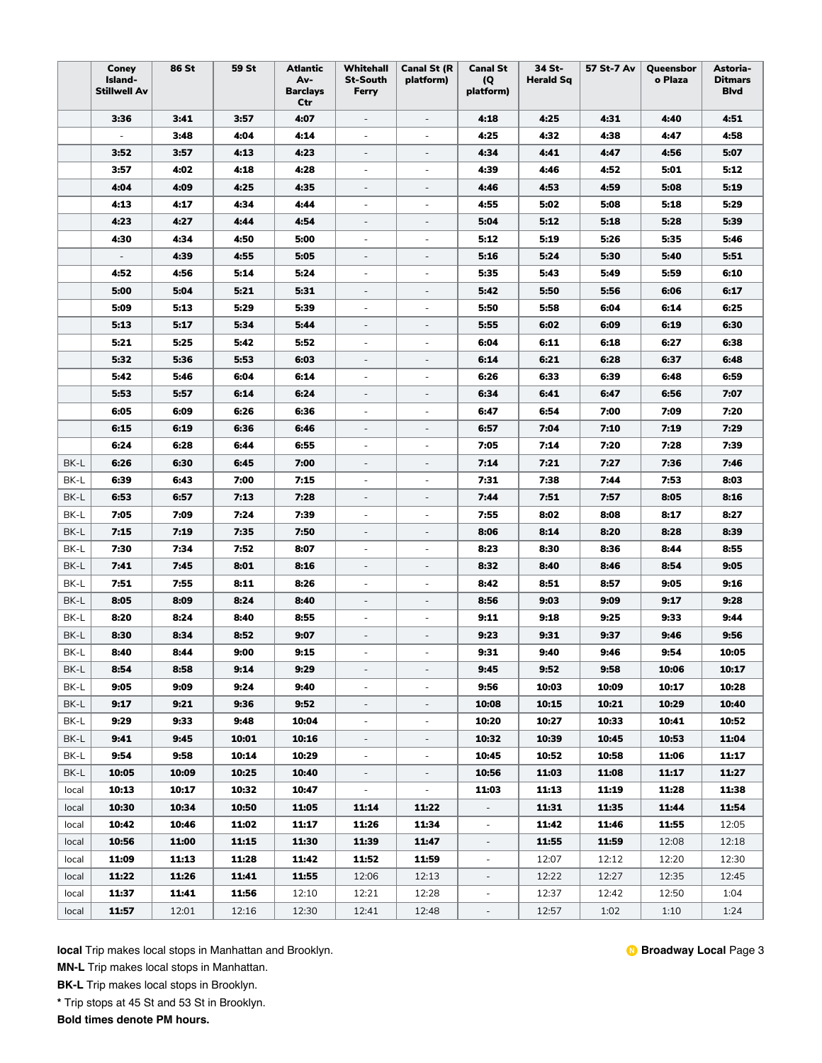| | Coney Island-Stillwell Av | 86 St | 59 St | Atlantic Av-Barclays Ctr | Whitehall St-South Ferry | Canal St (R platform) | Canal St (Q platform) | 34 St-Herald Sq | 57 St-7 Av | Queensboro Plaza | Astoria-Ditmars Blvd |
|---|---|---|---|---|---|---|---|---|---|---|---|
| | 3:36 | 3:41 | 3:57 | 4:07 | - | - | 4:18 | 4:25 | 4:31 | 4:40 | 4:51 |
| | - | 3:48 | 4:04 | 4:14 | - | - | 4:25 | 4:32 | 4:38 | 4:47 | 4:58 |
| | 3:52 | 3:57 | 4:13 | 4:23 | - | - | 4:34 | 4:41 | 4:47 | 4:56 | 5:07 |
| | 3:57 | 4:02 | 4:18 | 4:28 | - | - | 4:39 | 4:46 | 4:52 | 5:01 | 5:12 |
| | 4:04 | 4:09 | 4:25 | 4:35 | - | - | 4:46 | 4:53 | 4:59 | 5:08 | 5:19 |
| | 4:13 | 4:17 | 4:34 | 4:44 | - | - | 4:55 | 5:02 | 5:08 | 5:18 | 5:29 |
| | 4:23 | 4:27 | 4:44 | 4:54 | - | - | 5:04 | 5:12 | 5:18 | 5:28 | 5:39 |
| | 4:30 | 4:34 | 4:50 | 5:00 | - | - | 5:12 | 5:19 | 5:26 | 5:35 | 5:46 |
| | - | 4:39 | 4:55 | 5:05 | - | - | 5:16 | 5:24 | 5:30 | 5:40 | 5:51 |
| | 4:52 | 4:56 | 5:14 | 5:24 | - | - | 5:35 | 5:43 | 5:49 | 5:59 | 6:10 |
| | 5:00 | 5:04 | 5:21 | 5:31 | - | - | 5:42 | 5:50 | 5:56 | 6:06 | 6:17 |
| | 5:09 | 5:13 | 5:29 | 5:39 | - | - | 5:50 | 5:58 | 6:04 | 6:14 | 6:25 |
| | 5:13 | 5:17 | 5:34 | 5:44 | - | - | 5:55 | 6:02 | 6:09 | 6:19 | 6:30 |
| | 5:21 | 5:25 | 5:42 | 5:52 | - | - | 6:04 | 6:11 | 6:18 | 6:27 | 6:38 |
| | 5:32 | 5:36 | 5:53 | 6:03 | - | - | 6:14 | 6:21 | 6:28 | 6:37 | 6:48 |
| | 5:42 | 5:46 | 6:04 | 6:14 | - | - | 6:26 | 6:33 | 6:39 | 6:48 | 6:59 |
| | 5:53 | 5:57 | 6:14 | 6:24 | - | - | 6:34 | 6:41 | 6:47 | 6:56 | 7:07 |
| | 6:05 | 6:09 | 6:26 | 6:36 | - | - | 6:47 | 6:54 | 7:00 | 7:09 | 7:20 |
| | 6:15 | 6:19 | 6:36 | 6:46 | - | - | 6:57 | 7:04 | 7:10 | 7:19 | 7:29 |
| | 6:24 | 6:28 | 6:44 | 6:55 | - | - | 7:05 | 7:14 | 7:20 | 7:28 | 7:39 |
| BK-L | 6:26 | 6:30 | 6:45 | 7:00 | - | - | 7:14 | 7:21 | 7:27 | 7:36 | 7:46 |
| BK-L | 6:39 | 6:43 | 7:00 | 7:15 | - | - | 7:31 | 7:38 | 7:44 | 7:53 | 8:03 |
| BK-L | 6:53 | 6:57 | 7:13 | 7:28 | - | - | 7:44 | 7:51 | 7:57 | 8:05 | 8:16 |
| BK-L | 7:05 | 7:09 | 7:24 | 7:39 | - | - | 7:55 | 8:02 | 8:08 | 8:17 | 8:27 |
| BK-L | 7:15 | 7:19 | 7:35 | 7:50 | - | - | 8:06 | 8:14 | 8:20 | 8:28 | 8:39 |
| BK-L | 7:30 | 7:34 | 7:52 | 8:07 | - | - | 8:23 | 8:30 | 8:36 | 8:44 | 8:55 |
| BK-L | 7:41 | 7:45 | 8:01 | 8:16 | - | - | 8:32 | 8:40 | 8:46 | 8:54 | 9:05 |
| BK-L | 7:51 | 7:55 | 8:11 | 8:26 | - | - | 8:42 | 8:51 | 8:57 | 9:05 | 9:16 |
| BK-L | 8:05 | 8:09 | 8:24 | 8:40 | - | - | 8:56 | 9:03 | 9:09 | 9:17 | 9:28 |
| BK-L | 8:20 | 8:24 | 8:40 | 8:55 | - | - | 9:11 | 9:18 | 9:25 | 9:33 | 9:44 |
| BK-L | 8:30 | 8:34 | 8:52 | 9:07 | - | - | 9:23 | 9:31 | 9:37 | 9:46 | 9:56 |
| BK-L | 8:40 | 8:44 | 9:00 | 9:15 | - | - | 9:31 | 9:40 | 9:46 | 9:54 | 10:05 |
| BK-L | 8:54 | 8:58 | 9:14 | 9:29 | - | - | 9:45 | 9:52 | 9:58 | 10:06 | 10:17 |
| BK-L | 9:05 | 9:09 | 9:24 | 9:40 | - | - | 9:56 | 10:03 | 10:09 | 10:17 | 10:28 |
| BK-L | 9:17 | 9:21 | 9:36 | 9:52 | - | - | 10:08 | 10:15 | 10:21 | 10:29 | 10:40 |
| BK-L | 9:29 | 9:33 | 9:48 | 10:04 | - | - | 10:20 | 10:27 | 10:33 | 10:41 | 10:52 |
| BK-L | 9:41 | 9:45 | 10:01 | 10:16 | - | - | 10:32 | 10:39 | 10:45 | 10:53 | 11:04 |
| BK-L | 9:54 | 9:58 | 10:14 | 10:29 | - | - | 10:45 | 10:52 | 10:58 | 11:06 | 11:17 |
| BK-L | 10:05 | 10:09 | 10:25 | 10:40 | - | - | 10:56 | 11:03 | 11:08 | 11:17 | 11:27 |
| local | 10:13 | 10:17 | 10:32 | 10:47 | - | - | 11:03 | 11:13 | 11:19 | 11:28 | 11:38 |
| local | 10:30 | 10:34 | 10:50 | 11:05 | 11:14 | 11:22 | - | 11:31 | 11:35 | 11:44 | 11:54 |
| local | 10:42 | 10:46 | 11:02 | 11:17 | 11:26 | 11:34 | - | 11:42 | 11:46 | 11:55 | 12:05 |
| local | 10:56 | 11:00 | 11:15 | 11:30 | 11:39 | 11:47 | - | 11:55 | 11:59 | 12:08 | 12:18 |
| local | 11:09 | 11:13 | 11:28 | 11:42 | 11:52 | 11:59 | - | 12:07 | 12:12 | 12:20 | 12:30 |
| local | 11:22 | 11:26 | 11:41 | 11:55 | 12:06 | 12:13 | - | 12:22 | 12:27 | 12:35 | 12:45 |
| local | 11:37 | 11:41 | 11:56 | 12:10 | 12:21 | 12:28 | - | 12:37 | 12:42 | 12:50 | 1:04 |
| local | 11:57 | 12:01 | 12:16 | 12:30 | 12:41 | 12:48 | - | 12:57 | 1:02 | 1:10 | 1:24 |

**local** Trip makes local stops in Manhattan and Brooklyn.

**MN-L** Trip makes local stops in Manhattan.

**BK-L** Trip makes local stops in Brooklyn.

**\*** Trip stops at 45 St and 53 St in Brooklyn.

**Bold times denote PM hours.**

**Broadway Local**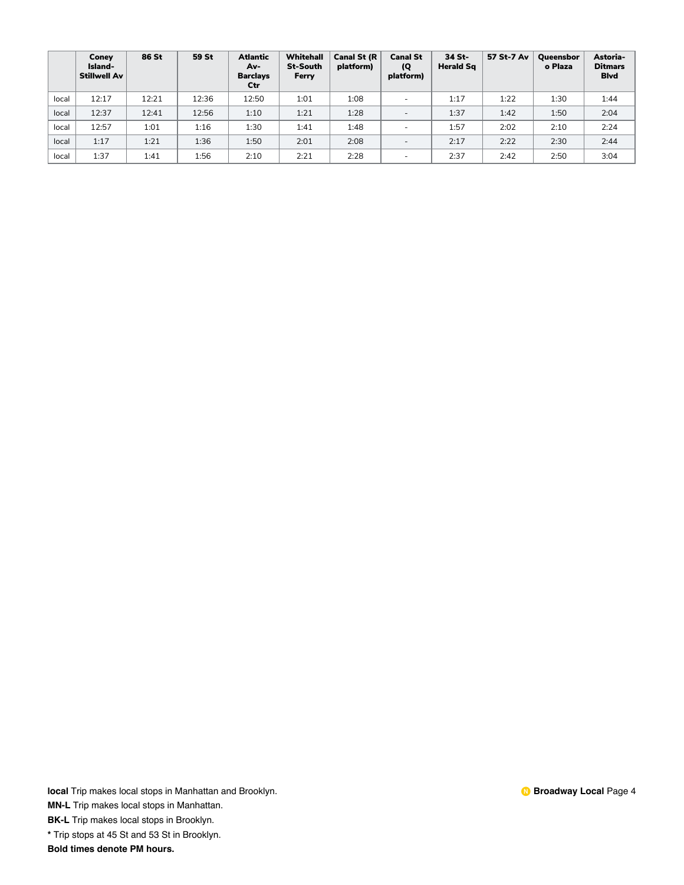| | Coney Island-Stillwell Av | 86 St | 59 St | Atlantic Av-Barclays Ctr | Whitehall St-South Ferry | Canal St (R platform) | Canal St (Q platform) | 34 St-Herald Sq | 57 St-7 Av | Queensboro Plaza | Astoria-Ditmars Blvd |
|---|---|---|---|---|---|---|---|---|---|---|---|
| local | 12:17 | 12:21 | 12:36 | 12:50 | 1:01 | 1:08 | - | 1:17 | 1:22 | 1:30 | 1:44 |
| local | 12:37 | 12:41 | 12:56 | 1:10 | 1:21 | 1:28 | - | 1:37 | 1:42 | 1:50 | 2:04 |
| local | 12:57 | 1:01 | 1:16 | 1:30 | 1:41 | 1:48 | - | 1:57 | 2:02 | 2:10 | 2:24 |
| local | 1:17 | 1:21 | 1:36 | 1:50 | 2:01 | 2:08 | - | 2:17 | 2:22 | 2:30 | 2:44 |
| local | 1:37 | 1:41 | 1:56 | 2:10 | 2:21 | 2:28 | - | 2:37 | 2:42 | 2:50 | 3:04 |

**local** Trip makes local stops in Manhattan and Brooklyn.

**MN-L** Trip makes local stops in Manhattan.

**BK-L** Trip makes local stops in Brooklyn.

**\*** Trip stops at 45 St and 53 St in Brooklyn.

**Bold times denote PM hours.**

N **Broadway Local**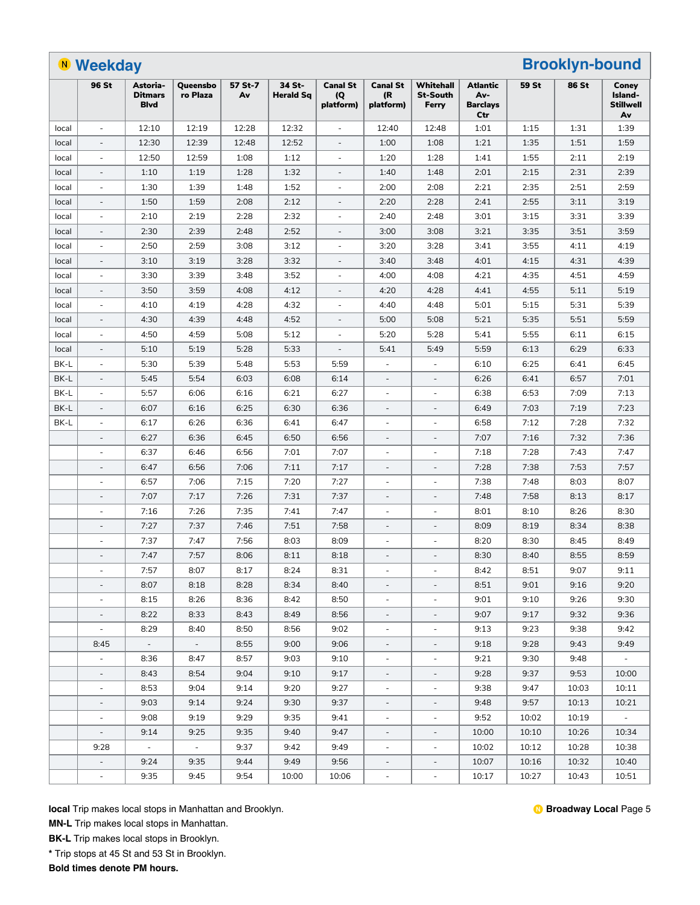## N Weekday — Brooklyn-bound

| | 96 St | Astoria-Ditmars Blvd | Queensboro Plaza | 57 St-7 Av | 34 St-Herald Sq | Canal St (Q platform) | Canal St (R platform) | Whitehall St-South Ferry | Atlantic Av-Barclays Ctr | 59 St | 86 St | Coney Island-Stillwell Av |
|---|---|---|---|---|---|---|---|---|---|---|---|---|
| local | - | 12:10 | 12:19 | 12:28 | 12:32 | - | 12:40 | 12:48 | 1:01 | 1:15 | 1:31 | 1:39 |
| local | - | 12:30 | 12:39 | 12:48 | 12:52 | - | 1:00 | 1:08 | 1:21 | 1:35 | 1:51 | 1:59 |
| local | - | 12:50 | 12:59 | 1:08 | 1:12 | - | 1:20 | 1:28 | 1:41 | 1:55 | 2:11 | 2:19 |
| local | - | 1:10 | 1:19 | 1:28 | 1:32 | - | 1:40 | 1:48 | 2:01 | 2:15 | 2:31 | 2:39 |
| local | - | 1:30 | 1:39 | 1:48 | 1:52 | - | 2:00 | 2:08 | 2:21 | 2:35 | 2:51 | 2:59 |
| local | - | 1:50 | 1:59 | 2:08 | 2:12 | - | 2:20 | 2:28 | 2:41 | 2:55 | 3:11 | 3:19 |
| local | - | 2:10 | 2:19 | 2:28 | 2:32 | - | 2:40 | 2:48 | 3:01 | 3:15 | 3:31 | 3:39 |
| local | - | 2:30 | 2:39 | 2:48 | 2:52 | - | 3:00 | 3:08 | 3:21 | 3:35 | 3:51 | 3:59 |
| local | - | 2:50 | 2:59 | 3:08 | 3:12 | - | 3:20 | 3:28 | 3:41 | 3:55 | 4:11 | 4:19 |
| local | - | 3:10 | 3:19 | 3:28 | 3:32 | - | 3:40 | 3:48 | 4:01 | 4:15 | 4:31 | 4:39 |
| local | - | 3:30 | 3:39 | 3:48 | 3:52 | - | 4:00 | 4:08 | 4:21 | 4:35 | 4:51 | 4:59 |
| local | - | 3:50 | 3:59 | 4:08 | 4:12 | - | 4:20 | 4:28 | 4:41 | 4:55 | 5:11 | 5:19 |
| local | - | 4:10 | 4:19 | 4:28 | 4:32 | - | 4:40 | 4:48 | 5:01 | 5:15 | 5:31 | 5:39 |
| local | - | 4:30 | 4:39 | 4:48 | 4:52 | - | 5:00 | 5:08 | 5:21 | 5:35 | 5:51 | 5:59 |
| local | - | 4:50 | 4:59 | 5:08 | 5:12 | - | 5:20 | 5:28 | 5:41 | 5:55 | 6:11 | 6:15 |
| local | - | 5:10 | 5:19 | 5:28 | 5:33 | - | 5:41 | 5:49 | 5:59 | 6:13 | 6:29 | 6:33 |
| BK-L | - | 5:30 | 5:39 | 5:48 | 5:53 | 5:59 | - | - | 6:10 | 6:25 | 6:41 | 6:45 |
| BK-L | - | 5:45 | 5:54 | 6:03 | 6:08 | 6:14 | - | - | 6:26 | 6:41 | 6:57 | 7:01 |
| BK-L | - | 5:57 | 6:06 | 6:16 | 6:21 | 6:27 | - | - | 6:38 | 6:53 | 7:09 | 7:13 |
| BK-L | - | 6:07 | 6:16 | 6:25 | 6:30 | 6:36 | - | - | 6:49 | 7:03 | 7:19 | 7:23 |
| BK-L | - | 6:17 | 6:26 | 6:36 | 6:41 | 6:47 | - | - | 6:58 | 7:12 | 7:28 | 7:32 |
| | - | 6:27 | 6:36 | 6:45 | 6:50 | 6:56 | - | - | 7:07 | 7:16 | 7:32 | 7:36 |
| | - | 6:37 | 6:46 | 6:56 | 7:01 | 7:07 | - | - | 7:18 | 7:28 | 7:43 | 7:47 |
| | - | 6:47 | 6:56 | 7:06 | 7:11 | 7:17 | - | - | 7:28 | 7:38 | 7:53 | 7:57 |
| | - | 6:57 | 7:06 | 7:15 | 7:20 | 7:27 | - | - | 7:38 | 7:48 | 8:03 | 8:07 |
| | - | 7:07 | 7:17 | 7:26 | 7:31 | 7:37 | - | - | 7:48 | 7:58 | 8:13 | 8:17 |
| | - | 7:16 | 7:26 | 7:35 | 7:41 | 7:47 | - | - | 8:01 | 8:10 | 8:26 | 8:30 |
| | - | 7:27 | 7:37 | 7:46 | 7:51 | 7:58 | - | - | 8:09 | 8:19 | 8:34 | 8:38 |
| | - | 7:37 | 7:47 | 7:56 | 8:03 | 8:09 | - | - | 8:20 | 8:30 | 8:45 | 8:49 |
| | - | 7:47 | 7:57 | 8:06 | 8:11 | 8:18 | - | - | 8:30 | 8:40 | 8:55 | 8:59 |
| | - | 7:57 | 8:07 | 8:17 | 8:24 | 8:31 | - | - | 8:42 | 8:51 | 9:07 | 9:11 |
| | - | 8:07 | 8:18 | 8:28 | 8:34 | 8:40 | - | - | 8:51 | 9:01 | 9:16 | 9:20 |
| | - | 8:15 | 8:26 | 8:36 | 8:42 | 8:50 | - | - | 9:01 | 9:10 | 9:26 | 9:30 |
| | - | 8:22 | 8:33 | 8:43 | 8:49 | 8:56 | - | - | 9:07 | 9:17 | 9:32 | 9:36 |
| | - | 8:29 | 8:40 | 8:50 | 8:56 | 9:02 | - | - | 9:13 | 9:23 | 9:38 | 9:42 |
| | 8:45 | - | - | 8:55 | 9:00 | 9:06 | - | - | 9:18 | 9:28 | 9:43 | 9:49 |
| | - | 8:36 | 8:47 | 8:57 | 9:03 | 9:10 | - | - | 9:21 | 9:30 | 9:48 | - |
| | - | 8:43 | 8:54 | 9:04 | 9:10 | 9:17 | - | - | 9:28 | 9:37 | 9:53 | 10:00 |
| | - | 8:53 | 9:04 | 9:14 | 9:20 | 9:27 | - | - | 9:38 | 9:47 | 10:03 | 10:11 |
| | - | 9:03 | 9:14 | 9:24 | 9:30 | 9:37 | - | - | 9:48 | 9:57 | 10:13 | 10:21 |
| | - | 9:08 | 9:19 | 9:29 | 9:35 | 9:41 | - | - | 9:52 | 10:02 | 10:19 | - |
| | - | 9:14 | 9:25 | 9:35 | 9:40 | 9:47 | - | - | 10:00 | 10:10 | 10:26 | 10:34 |
| | 9:28 | - | - | 9:37 | 9:42 | 9:49 | - | - | 10:02 | 10:12 | 10:28 | 10:38 |
| | - | 9:24 | 9:35 | 9:44 | 9:49 | 9:56 | - | - | 10:07 | 10:16 | 10:32 | 10:40 |
| | - | 9:35 | 9:45 | 9:54 | 10:00 | 10:06 | - | - | 10:17 | 10:27 | 10:43 | 10:51 |

**local** Trip makes local stops in Manhattan and Brooklyn.

**MN-L** Trip makes local stops in Manhattan.

**BK-L** Trip makes local stops in Brooklyn.

**\*** Trip stops at 45 St and 53 St in Brooklyn.

**Bold times denote PM hours.**

**Broadway Local**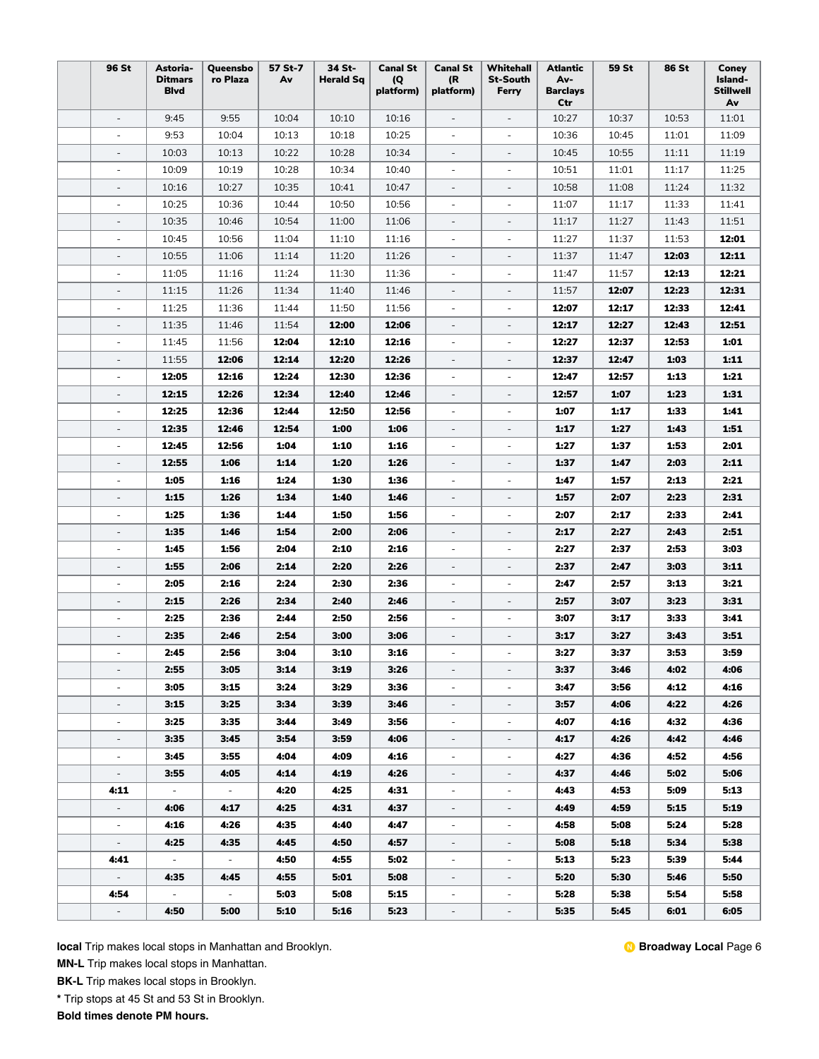| | 96 St | Astoria-Ditmars Blvd | Queensboro Plaza | 57 St-7 Av | 34 St-Herald Sq | Canal St (Q platform) | Canal St (R platform) | Whitehall St-South Ferry | Atlantic Av-Barclays Ctr | 59 St | 86 St | Coney Island-Stillwell Av |
|---|---|---|---|---|---|---|---|---|---|---|---|---|
| | - | 9:45 | 9:55 | 10:04 | 10:10 | 10:16 | - | - | 10:27 | 10:37 | 10:53 | 11:01 |
| | - | 9:53 | 10:04 | 10:13 | 10:18 | 10:25 | - | - | 10:36 | 10:45 | 11:01 | 11:09 |
| | - | 10:03 | 10:13 | 10:22 | 10:28 | 10:34 | - | - | 10:45 | 10:55 | 11:11 | 11:19 |
| | - | 10:09 | 10:19 | 10:28 | 10:34 | 10:40 | - | - | 10:51 | 11:01 | 11:17 | 11:25 |
| | - | 10:16 | 10:27 | 10:35 | 10:41 | 10:47 | - | - | 10:58 | 11:08 | 11:24 | 11:32 |
| | - | 10:25 | 10:36 | 10:44 | 10:50 | 10:56 | - | - | 11:07 | 11:17 | 11:33 | 11:41 |
| | - | 10:35 | 10:46 | 10:54 | 11:00 | 11:06 | - | - | 11:17 | 11:27 | 11:43 | 11:51 |
| | - | 10:45 | 10:56 | 11:04 | 11:10 | 11:16 | - | - | 11:27 | 11:37 | 11:53 | **12:01** |
| | - | 10:55 | 11:06 | 11:14 | 11:20 | 11:26 | - | - | 11:37 | 11:47 | **12:03** | **12:11** |
| | - | 11:05 | 11:16 | 11:24 | 11:30 | 11:36 | - | - | 11:47 | 11:57 | **12:13** | **12:21** |
| | - | 11:15 | 11:26 | 11:34 | 11:40 | 11:46 | - | - | 11:57 | **12:07** | **12:23** | **12:31** |
| | - | 11:25 | 11:36 | 11:44 | 11:50 | 11:56 | - | - | **12:07** | **12:17** | **12:33** | **12:41** |
| | - | 11:35 | 11:46 | 11:54 | **12:00** | **12:06** | - | - | **12:17** | **12:27** | **12:43** | **12:51** |
| | - | 11:45 | 11:56 | **12:04** | **12:10** | **12:16** | - | - | **12:27** | **12:37** | **12:53** | **1:01** |
| | - | 11:55 | **12:06** | **12:14** | **12:20** | **12:26** | - | - | **12:37** | **12:47** | **1:03** | **1:11** |
| | - | **12:05** | **12:16** | **12:24** | **12:30** | **12:36** | - | - | **12:47** | **12:57** | **1:13** | **1:21** |
| | - | **12:15** | **12:26** | **12:34** | **12:40** | **12:46** | - | - | **12:57** | **1:07** | **1:23** | **1:31** |
| | - | **12:25** | **12:36** | **12:44** | **12:50** | **12:56** | - | - | **1:07** | **1:17** | **1:33** | **1:41** |
| | - | **12:35** | **12:46** | **12:54** | **1:00** | **1:06** | - | - | **1:17** | **1:27** | **1:43** | **1:51** |
| | - | **12:45** | **12:56** | **1:04** | **1:10** | **1:16** | - | - | **1:27** | **1:37** | **1:53** | **2:01** |
| | - | **12:55** | **1:06** | **1:14** | **1:20** | **1:26** | - | - | **1:37** | **1:47** | **2:03** | **2:11** |
| | - | **1:05** | **1:16** | **1:24** | **1:30** | **1:36** | - | - | **1:47** | **1:57** | **2:13** | **2:21** |
| | - | **1:15** | **1:26** | **1:34** | **1:40** | **1:46** | - | - | **1:57** | **2:07** | **2:23** | **2:31** |
| | - | **1:25** | **1:36** | **1:44** | **1:50** | **1:56** | - | - | **2:07** | **2:17** | **2:33** | **2:41** |
| | - | **1:35** | **1:46** | **1:54** | **2:00** | **2:06** | - | - | **2:17** | **2:27** | **2:43** | **2:51** |
| | - | **1:45** | **1:56** | **2:04** | **2:10** | **2:16** | - | - | **2:27** | **2:37** | **2:53** | **3:03** |
| | - | **1:55** | **2:06** | **2:14** | **2:20** | **2:26** | - | - | **2:37** | **2:47** | **3:03** | **3:11** |
| | - | **2:05** | **2:16** | **2:24** | **2:30** | **2:36** | - | - | **2:47** | **2:57** | **3:13** | **3:21** |
| | - | **2:15** | **2:26** | **2:34** | **2:40** | **2:46** | - | - | **2:57** | **3:07** | **3:23** | **3:31** |
| | - | **2:25** | **2:36** | **2:44** | **2:50** | **2:56** | - | - | **3:07** | **3:17** | **3:33** | **3:41** |
| | - | **2:35** | **2:46** | **2:54** | **3:00** | **3:06** | - | - | **3:17** | **3:27** | **3:43** | **3:51** |
| | - | **2:45** | **2:56** | **3:04** | **3:10** | **3:16** | - | - | **3:27** | **3:37** | **3:53** | **3:59** |
| | - | **2:55** | **3:05** | **3:14** | **3:19** | **3:26** | - | - | **3:37** | **3:46** | **4:02** | **4:06** |
| | - | **3:05** | **3:15** | **3:24** | **3:29** | **3:36** | - | - | **3:47** | **3:56** | **4:12** | **4:16** |
| | - | **3:15** | **3:25** | **3:34** | **3:39** | **3:46** | - | - | **3:57** | **4:06** | **4:22** | **4:26** |
| | - | **3:25** | **3:35** | **3:44** | **3:49** | **3:56** | - | - | **4:07** | **4:16** | **4:32** | **4:36** |
| | - | **3:35** | **3:45** | **3:54** | **3:59** | **4:06** | - | - | **4:17** | **4:26** | **4:42** | **4:46** |
| | - | **3:45** | **3:55** | **4:04** | **4:09** | **4:16** | - | - | **4:27** | **4:36** | **4:52** | **4:56** |
| | - | **3:55** | **4:05** | **4:14** | **4:19** | **4:26** | - | - | **4:37** | **4:46** | **5:02** | **5:06** |
| | **4:11** | - | - | **4:20** | **4:25** | **4:31** | - | - | **4:43** | **4:53** | **5:09** | **5:13** |
| | - | **4:06** | **4:17** | **4:25** | **4:31** | **4:37** | - | - | **4:49** | **4:59** | **5:15** | **5:19** |
| | - | **4:16** | **4:26** | **4:35** | **4:40** | **4:47** | - | - | **4:58** | **5:08** | **5:24** | **5:28** |
| | - | **4:25** | **4:35** | **4:45** | **4:50** | **4:57** | - | - | **5:08** | **5:18** | **5:34** | **5:38** |
| | **4:41** | - | - | **4:50** | **4:55** | **5:02** | - | - | **5:13** | **5:23** | **5:39** | **5:44** |
| | - | **4:35** | **4:45** | **4:55** | **5:01** | **5:08** | - | - | **5:20** | **5:30** | **5:46** | **5:50** |
| | **4:54** | - | - | **5:03** | **5:08** | **5:15** | - | - | **5:28** | **5:38** | **5:54** | **5:58** |
| | - | **4:50** | **5:00** | **5:10** | **5:16** | **5:23** | - | - | **5:35** | **5:45** | **6:01** | **6:05** |

**local** Trip makes local stops in Manhattan and Brooklyn.

**MN-L** Trip makes local stops in Manhattan.

**BK-L** Trip makes local stops in Brooklyn.

**\*** Trip stops at 45 St and 53 St in Brooklyn.

**Bold times denote PM hours.**

**Broadway Local**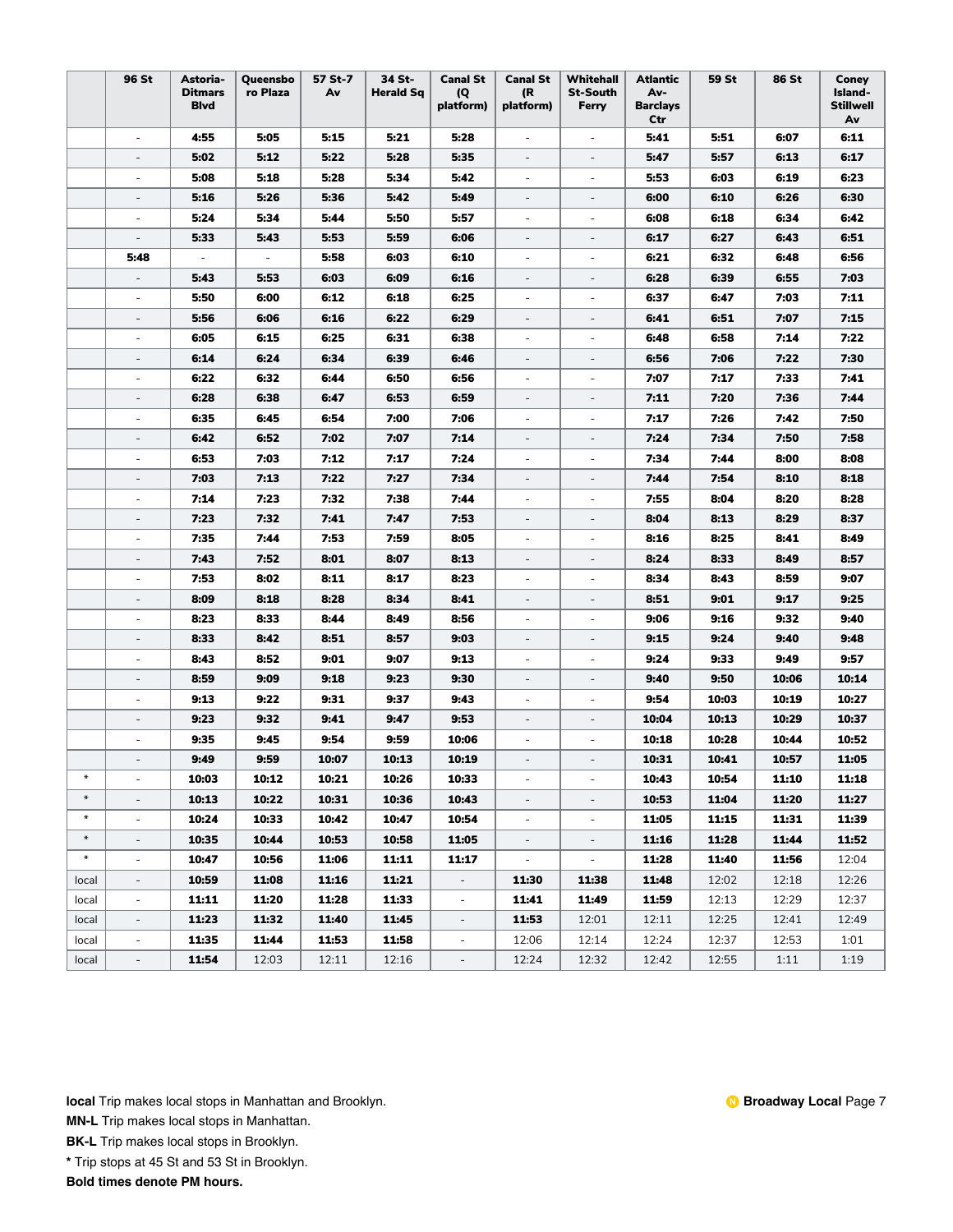| | 96 St | Astoria-Ditmars Blvd | Queensboro Plaza | 57 St-7 Av | 34 St-Herald Sq | Canal St (Q platform) | Canal St (R platform) | Whitehall St-South Ferry | Atlantic Av-Barclays Ctr | 59 St | 86 St | Coney Island-Stillwell Av |
|---|---|---|---|---|---|---|---|---|---|---|---|---|
| | - | **4:55** | **5:05** | **5:15** | **5:21** | **5:28** | - | - | **5:41** | **5:51** | **6:07** | **6:11** |
| | - | **5:02** | **5:12** | **5:22** | **5:28** | **5:35** | - | - | **5:47** | **5:57** | **6:13** | **6:17** |
| | - | **5:08** | **5:18** | **5:28** | **5:34** | **5:42** | - | - | **5:53** | **6:03** | **6:19** | **6:23** |
| | - | **5:16** | **5:26** | **5:36** | **5:42** | **5:49** | - | - | **6:00** | **6:10** | **6:26** | **6:30** |
| | - | **5:24** | **5:34** | **5:44** | **5:50** | **5:57** | - | - | **6:08** | **6:18** | **6:34** | **6:42** |
| | - | **5:33** | **5:43** | **5:53** | **5:59** | **6:06** | - | - | **6:17** | **6:27** | **6:43** | **6:51** |
| | **5:48** | - | - | **5:58** | **6:03** | **6:10** | - | - | **6:21** | **6:32** | **6:48** | **6:56** |
| | - | **5:43** | **5:53** | **6:03** | **6:09** | **6:16** | - | - | **6:28** | **6:39** | **6:55** | **7:03** |
| | - | **5:50** | **6:00** | **6:12** | **6:18** | **6:25** | - | - | **6:37** | **6:47** | **7:03** | **7:11** |
| | - | **5:56** | **6:06** | **6:16** | **6:22** | **6:29** | - | - | **6:41** | **6:51** | **7:07** | **7:15** |
| | - | **6:05** | **6:15** | **6:25** | **6:31** | **6:38** | - | - | **6:48** | **6:58** | **7:14** | **7:22** |
| | - | **6:14** | **6:24** | **6:34** | **6:39** | **6:46** | - | - | **6:56** | **7:06** | **7:22** | **7:30** |
| | - | **6:22** | **6:32** | **6:44** | **6:50** | **6:56** | - | - | **7:07** | **7:17** | **7:33** | **7:41** |
| | - | **6:28** | **6:38** | **6:47** | **6:53** | **6:59** | - | - | **7:11** | **7:20** | **7:36** | **7:44** |
| | - | **6:35** | **6:45** | **6:54** | **7:00** | **7:06** | - | - | **7:17** | **7:26** | **7:42** | **7:50** |
| | - | **6:42** | **6:52** | **7:02** | **7:07** | **7:14** | - | - | **7:24** | **7:34** | **7:50** | **7:58** |
| | - | **6:53** | **7:03** | **7:12** | **7:17** | **7:24** | - | - | **7:34** | **7:44** | **8:00** | **8:08** |
| | - | **7:03** | **7:13** | **7:22** | **7:27** | **7:34** | - | - | **7:44** | **7:54** | **8:10** | **8:18** |
| | - | **7:14** | **7:23** | **7:32** | **7:38** | **7:44** | - | - | **7:55** | **8:04** | **8:20** | **8:28** |
| | - | **7:23** | **7:32** | **7:41** | **7:47** | **7:53** | - | - | **8:04** | **8:13** | **8:29** | **8:37** |
| | - | **7:35** | **7:44** | **7:53** | **7:59** | **8:05** | - | - | **8:16** | **8:25** | **8:41** | **8:49** |
| | - | **7:43** | **7:52** | **8:01** | **8:07** | **8:13** | - | - | **8:24** | **8:33** | **8:49** | **8:57** |
| | - | **7:53** | **8:02** | **8:11** | **8:17** | **8:23** | - | - | **8:34** | **8:43** | **8:59** | **9:07** |
| | - | **8:09** | **8:18** | **8:28** | **8:34** | **8:41** | - | - | **8:51** | **9:01** | **9:17** | **9:25** |
| | - | **8:23** | **8:33** | **8:44** | **8:49** | **8:56** | - | - | **9:06** | **9:16** | **9:32** | **9:40** |
| | - | **8:33** | **8:42** | **8:51** | **8:57** | **9:03** | - | - | **9:15** | **9:24** | **9:40** | **9:48** |
| | - | **8:43** | **8:52** | **9:01** | **9:07** | **9:13** | - | - | **9:24** | **9:33** | **9:49** | **9:57** |
| | - | **8:59** | **9:09** | **9:18** | **9:23** | **9:30** | - | - | **9:40** | **9:50** | **10:06** | **10:14** |
| | - | **9:13** | **9:22** | **9:31** | **9:37** | **9:43** | - | - | **9:54** | **10:03** | **10:19** | **10:27** |
| | - | **9:23** | **9:32** | **9:41** | **9:47** | **9:53** | - | - | **10:04** | **10:13** | **10:29** | **10:37** |
| | - | **9:35** | **9:45** | **9:54** | **9:59** | **10:06** | - | - | **10:18** | **10:28** | **10:44** | **10:52** |
| | - | **9:49** | **9:59** | **10:07** | **10:13** | **10:19** | - | - | **10:31** | **10:41** | **10:57** | **11:05** |
| * | - | **10:03** | **10:12** | **10:21** | **10:26** | **10:33** | - | - | **10:43** | **10:54** | **11:10** | **11:18** |
| * | - | **10:13** | **10:22** | **10:31** | **10:36** | **10:43** | - | - | **10:53** | **11:04** | **11:20** | **11:27** |
| * | - | **10:24** | **10:33** | **10:42** | **10:47** | **10:54** | - | - | **11:05** | **11:15** | **11:31** | **11:39** |
| * | - | **10:35** | **10:44** | **10:53** | **10:58** | **11:05** | - | - | **11:16** | **11:28** | **11:44** | **11:52** |
| * | - | **10:47** | **10:56** | **11:06** | **11:11** | **11:17** | - | - | **11:28** | **11:40** | **11:56** | 12:04 |
| local | - | **10:59** | **11:08** | **11:16** | **11:21** | - | **11:30** | **11:38** | **11:48** | 12:02 | 12:18 | 12:26 |
| local | - | **11:11** | **11:20** | **11:28** | **11:33** | - | **11:41** | **11:49** | **11:59** | 12:13 | 12:29 | 12:37 |
| local | - | **11:23** | **11:32** | **11:40** | **11:45** | - | **11:53** | 12:01 | 12:11 | 12:25 | 12:41 | 12:49 |
| local | - | **11:35** | **11:44** | **11:53** | **11:58** | - | 12:06 | 12:14 | 12:24 | 12:37 | 12:53 | 1:01 |
| local | - | **11:54** | 12:03 | 12:11 | 12:16 | - | 12:24 | 12:32 | 12:42 | 12:55 | 1:11 | 1:19 |

**local** Trip makes local stops in Manhattan and Brooklyn.

**MN-L** Trip makes local stops in Manhattan.

**BK-L** Trip makes local stops in Brooklyn.

**\*** Trip stops at 45 St and 53 St in Brooklyn.

**Bold times denote PM hours.**

**Broadway Local**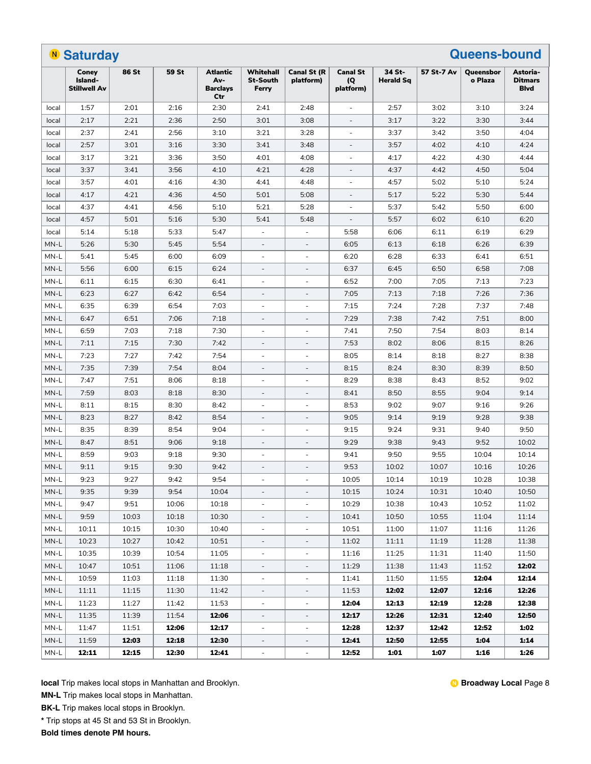## N Saturday — Queens-bound

| | Coney Island-Stillwell Av | 86 St | 59 St | Atlantic Av-Barclays Ctr | Whitehall St-South Ferry | Canal St (R platform) | Canal St (Q platform) | 34 St-Herald Sq | 57 St-7 Av | Queensboro Plaza | Astoria-Ditmars Blvd |
|---|---|---|---|---|---|---|---|---|---|---|---|
| local | 1:57 | 2:01 | 2:16 | 2:30 | 2:41 | 2:48 | - | 2:57 | 3:02 | 3:10 | 3:24 |
| local | 2:17 | 2:21 | 2:36 | 2:50 | 3:01 | 3:08 | - | 3:17 | 3:22 | 3:30 | 3:44 |
| local | 2:37 | 2:41 | 2:56 | 3:10 | 3:21 | 3:28 | - | 3:37 | 3:42 | 3:50 | 4:04 |
| local | 2:57 | 3:01 | 3:16 | 3:30 | 3:41 | 3:48 | - | 3:57 | 4:02 | 4:10 | 4:24 |
| local | 3:17 | 3:21 | 3:36 | 3:50 | 4:01 | 4:08 | - | 4:17 | 4:22 | 4:30 | 4:44 |
| local | 3:37 | 3:41 | 3:56 | 4:10 | 4:21 | 4:28 | - | 4:37 | 4:42 | 4:50 | 5:04 |
| local | 3:57 | 4:01 | 4:16 | 4:30 | 4:41 | 4:48 | - | 4:57 | 5:02 | 5:10 | 5:24 |
| local | 4:17 | 4:21 | 4:36 | 4:50 | 5:01 | 5:08 | - | 5:17 | 5:22 | 5:30 | 5:44 |
| local | 4:37 | 4:41 | 4:56 | 5:10 | 5:21 | 5:28 | - | 5:37 | 5:42 | 5:50 | 6:00 |
| local | 4:57 | 5:01 | 5:16 | 5:30 | 5:41 | 5:48 | - | 5:57 | 6:02 | 6:10 | 6:20 |
| local | 5:14 | 5:18 | 5:33 | 5:47 | - | - | 5:58 | 6:06 | 6:11 | 6:19 | 6:29 |
| MN-L | 5:26 | 5:30 | 5:45 | 5:54 | - | - | 6:05 | 6:13 | 6:18 | 6:26 | 6:39 |
| MN-L | 5:41 | 5:45 | 6:00 | 6:09 | - | - | 6:20 | 6:28 | 6:33 | 6:41 | 6:51 |
| MN-L | 5:56 | 6:00 | 6:15 | 6:24 | - | - | 6:37 | 6:45 | 6:50 | 6:58 | 7:08 |
| MN-L | 6:11 | 6:15 | 6:30 | 6:41 | - | - | 6:52 | 7:00 | 7:05 | 7:13 | 7:23 |
| MN-L | 6:23 | 6:27 | 6:42 | 6:54 | - | - | 7:05 | 7:13 | 7:18 | 7:26 | 7:36 |
| MN-L | 6:35 | 6:39 | 6:54 | 7:03 | - | - | 7:15 | 7:24 | 7:28 | 7:37 | 7:48 |
| MN-L | 6:47 | 6:51 | 7:06 | 7:18 | - | - | 7:29 | 7:38 | 7:42 | 7:51 | 8:00 |
| MN-L | 6:59 | 7:03 | 7:18 | 7:30 | - | - | 7:41 | 7:50 | 7:54 | 8:03 | 8:14 |
| MN-L | 7:11 | 7:15 | 7:30 | 7:42 | - | - | 7:53 | 8:02 | 8:06 | 8:15 | 8:26 |
| MN-L | 7:23 | 7:27 | 7:42 | 7:54 | - | - | 8:05 | 8:14 | 8:18 | 8:27 | 8:38 |
| MN-L | 7:35 | 7:39 | 7:54 | 8:04 | - | - | 8:15 | 8:24 | 8:30 | 8:39 | 8:50 |
| MN-L | 7:47 | 7:51 | 8:06 | 8:18 | - | - | 8:29 | 8:38 | 8:43 | 8:52 | 9:02 |
| MN-L | 7:59 | 8:03 | 8:18 | 8:30 | - | - | 8:41 | 8:50 | 8:55 | 9:04 | 9:14 |
| MN-L | 8:11 | 8:15 | 8:30 | 8:42 | - | - | 8:53 | 9:02 | 9:07 | 9:16 | 9:26 |
| MN-L | 8:23 | 8:27 | 8:42 | 8:54 | - | - | 9:05 | 9:14 | 9:19 | 9:28 | 9:38 |
| MN-L | 8:35 | 8:39 | 8:54 | 9:04 | - | - | 9:15 | 9:24 | 9:31 | 9:40 | 9:50 |
| MN-L | 8:47 | 8:51 | 9:06 | 9:18 | - | - | 9:29 | 9:38 | 9:43 | 9:52 | 10:02 |
| MN-L | 8:59 | 9:03 | 9:18 | 9:30 | - | - | 9:41 | 9:50 | 9:55 | 10:04 | 10:14 |
| MN-L | 9:11 | 9:15 | 9:30 | 9:42 | - | - | 9:53 | 10:02 | 10:07 | 10:16 | 10:26 |
| MN-L | 9:23 | 9:27 | 9:42 | 9:54 | - | - | 10:05 | 10:14 | 10:19 | 10:28 | 10:38 |
| MN-L | 9:35 | 9:39 | 9:54 | 10:04 | - | - | 10:15 | 10:24 | 10:31 | 10:40 | 10:50 |
| MN-L | 9:47 | 9:51 | 10:06 | 10:18 | - | - | 10:29 | 10:38 | 10:43 | 10:52 | 11:02 |
| MN-L | 9:59 | 10:03 | 10:18 | 10:30 | - | - | 10:41 | 10:50 | 10:55 | 11:04 | 11:14 |
| MN-L | 10:11 | 10:15 | 10:30 | 10:40 | - | - | 10:51 | 11:00 | 11:07 | 11:16 | 11:26 |
| MN-L | 10:23 | 10:27 | 10:42 | 10:51 | - | - | 11:02 | 11:11 | 11:19 | 11:28 | 11:38 |
| MN-L | 10:35 | 10:39 | 10:54 | 11:05 | - | - | 11:16 | 11:25 | 11:31 | 11:40 | 11:50 |
| MN-L | 10:47 | 10:51 | 11:06 | 11:18 | - | - | 11:29 | 11:38 | 11:43 | 11:52 | **12:02** |
| MN-L | 10:59 | 11:03 | 11:18 | 11:30 | - | - | 11:41 | 11:50 | 11:55 | **12:04** | **12:14** |
| MN-L | 11:11 | 11:15 | 11:30 | 11:42 | - | - | 11:53 | **12:02** | **12:07** | **12:16** | **12:26** |
| MN-L | 11:23 | 11:27 | 11:42 | 11:53 | - | - | **12:04** | **12:13** | **12:19** | **12:28** | **12:38** |
| MN-L | 11:35 | 11:39 | 11:54 | **12:06** | - | - | **12:17** | **12:26** | **12:31** | **12:40** | **12:50** |
| MN-L | 11:47 | 11:51 | **12:06** | **12:17** | - | - | **12:28** | **12:37** | **12:42** | **12:52** | **1:02** |
| MN-L | 11:59 | **12:03** | **12:18** | **12:30** | - | - | **12:41** | **12:50** | **12:55** | **1:04** | **1:14** |
| MN-L | **12:11** | **12:15** | **12:30** | **12:41** | - | - | **12:52** | **1:01** | **1:07** | **1:16** | **1:26** |

**local** Trip makes local stops in Manhattan and Brooklyn.
**MN-L** Trip makes local stops in Manhattan.
**BK-L** Trip makes local stops in Brooklyn.
**\*** Trip stops at 45 St and 53 St in Brooklyn.
**Bold times denote PM hours.**

N **Broadway Local**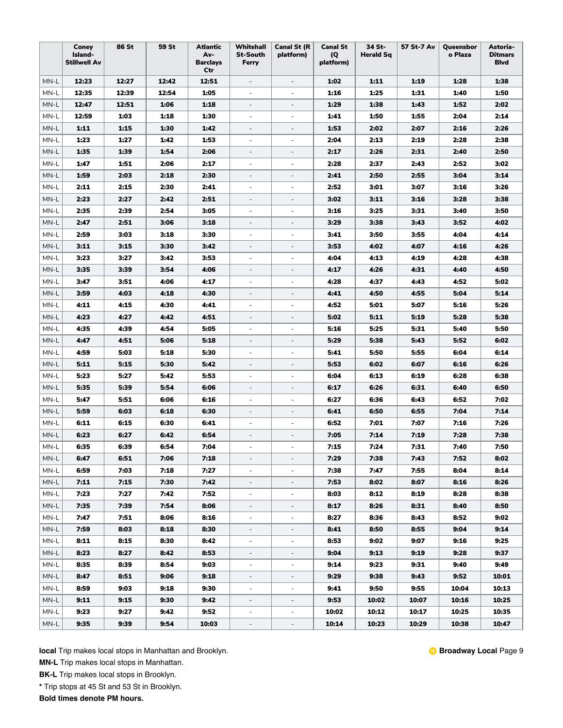| | Coney Island-Stillwell Av | 86 St | 59 St | Atlantic Av-Barclays Ctr | Whitehall St-South Ferry | Canal St (R platform) | Canal St (Q platform) | 34 St-Herald Sq | 57 St-7 Av | Queensboro Plaza | Astoria-Ditmars Blvd |
|---|---|---|---|---|---|---|---|---|---|---|---|
| MN-L | **12:23** | **12:27** | **12:42** | **12:51** | - | - | **1:02** | **1:11** | **1:19** | **1:28** | **1:38** |
| MN-L | **12:35** | **12:39** | **12:54** | **1:05** | - | - | **1:16** | **1:25** | **1:31** | **1:40** | **1:50** |
| MN-L | **12:47** | **12:51** | **1:06** | **1:18** | - | - | **1:29** | **1:38** | **1:43** | **1:52** | **2:02** |
| MN-L | **12:59** | **1:03** | **1:18** | **1:30** | - | - | **1:41** | **1:50** | **1:55** | **2:04** | **2:14** |
| MN-L | **1:11** | **1:15** | **1:30** | **1:42** | - | - | **1:53** | **2:02** | **2:07** | **2:16** | **2:26** |
| MN-L | **1:23** | **1:27** | **1:42** | **1:53** | - | - | **2:04** | **2:13** | **2:19** | **2:28** | **2:38** |
| MN-L | **1:35** | **1:39** | **1:54** | **2:06** | - | - | **2:17** | **2:26** | **2:31** | **2:40** | **2:50** |
| MN-L | **1:47** | **1:51** | **2:06** | **2:17** | - | - | **2:28** | **2:37** | **2:43** | **2:52** | **3:02** |
| MN-L | **1:59** | **2:03** | **2:18** | **2:30** | - | - | **2:41** | **2:50** | **2:55** | **3:04** | **3:14** |
| MN-L | **2:11** | **2:15** | **2:30** | **2:41** | - | - | **2:52** | **3:01** | **3:07** | **3:16** | **3:26** |
| MN-L | **2:23** | **2:27** | **2:42** | **2:51** | - | - | **3:02** | **3:11** | **3:16** | **3:28** | **3:38** |
| MN-L | **2:35** | **2:39** | **2:54** | **3:05** | - | - | **3:16** | **3:25** | **3:31** | **3:40** | **3:50** |
| MN-L | **2:47** | **2:51** | **3:06** | **3:18** | - | - | **3:29** | **3:38** | **3:43** | **3:52** | **4:02** |
| MN-L | **2:59** | **3:03** | **3:18** | **3:30** | - | - | **3:41** | **3:50** | **3:55** | **4:04** | **4:14** |
| MN-L | **3:11** | **3:15** | **3:30** | **3:42** | - | - | **3:53** | **4:02** | **4:07** | **4:16** | **4:26** |
| MN-L | **3:23** | **3:27** | **3:42** | **3:53** | - | - | **4:04** | **4:13** | **4:19** | **4:28** | **4:38** |
| MN-L | **3:35** | **3:39** | **3:54** | **4:06** | - | - | **4:17** | **4:26** | **4:31** | **4:40** | **4:50** |
| MN-L | **3:47** | **3:51** | **4:06** | **4:17** | - | - | **4:28** | **4:37** | **4:43** | **4:52** | **5:02** |
| MN-L | **3:59** | **4:03** | **4:18** | **4:30** | - | - | **4:41** | **4:50** | **4:55** | **5:04** | **5:14** |
| MN-L | **4:11** | **4:15** | **4:30** | **4:41** | - | - | **4:52** | **5:01** | **5:07** | **5:16** | **5:26** |
| MN-L | **4:23** | **4:27** | **4:42** | **4:51** | - | - | **5:02** | **5:11** | **5:19** | **5:28** | **5:38** |
| MN-L | **4:35** | **4:39** | **4:54** | **5:05** | - | - | **5:16** | **5:25** | **5:31** | **5:40** | **5:50** |
| MN-L | **4:47** | **4:51** | **5:06** | **5:18** | - | - | **5:29** | **5:38** | **5:43** | **5:52** | **6:02** |
| MN-L | **4:59** | **5:03** | **5:18** | **5:30** | - | - | **5:41** | **5:50** | **5:55** | **6:04** | **6:14** |
| MN-L | **5:11** | **5:15** | **5:30** | **5:42** | - | - | **5:53** | **6:02** | **6:07** | **6:16** | **6:26** |
| MN-L | **5:23** | **5:27** | **5:42** | **5:53** | - | - | **6:04** | **6:13** | **6:19** | **6:28** | **6:38** |
| MN-L | **5:35** | **5:39** | **5:54** | **6:06** | - | - | **6:17** | **6:26** | **6:31** | **6:40** | **6:50** |
| MN-L | **5:47** | **5:51** | **6:06** | **6:16** | - | - | **6:27** | **6:36** | **6:43** | **6:52** | **7:02** |
| MN-L | **5:59** | **6:03** | **6:18** | **6:30** | - | - | **6:41** | **6:50** | **6:55** | **7:04** | **7:14** |
| MN-L | **6:11** | **6:15** | **6:30** | **6:41** | - | - | **6:52** | **7:01** | **7:07** | **7:16** | **7:26** |
| MN-L | **6:23** | **6:27** | **6:42** | **6:54** | - | - | **7:05** | **7:14** | **7:19** | **7:28** | **7:38** |
| MN-L | **6:35** | **6:39** | **6:54** | **7:04** | - | - | **7:15** | **7:24** | **7:31** | **7:40** | **7:50** |
| MN-L | **6:47** | **6:51** | **7:06** | **7:18** | - | - | **7:29** | **7:38** | **7:43** | **7:52** | **8:02** |
| MN-L | **6:59** | **7:03** | **7:18** | **7:27** | - | - | **7:38** | **7:47** | **7:55** | **8:04** | **8:14** |
| MN-L | **7:11** | **7:15** | **7:30** | **7:42** | - | - | **7:53** | **8:02** | **8:07** | **8:16** | **8:26** |
| MN-L | **7:23** | **7:27** | **7:42** | **7:52** | - | - | **8:03** | **8:12** | **8:19** | **8:28** | **8:38** |
| MN-L | **7:35** | **7:39** | **7:54** | **8:06** | - | - | **8:17** | **8:26** | **8:31** | **8:40** | **8:50** |
| MN-L | **7:47** | **7:51** | **8:06** | **8:16** | - | - | **8:27** | **8:36** | **8:43** | **8:52** | **9:02** |
| MN-L | **7:59** | **8:03** | **8:18** | **8:30** | - | - | **8:41** | **8:50** | **8:55** | **9:04** | **9:14** |
| MN-L | **8:11** | **8:15** | **8:30** | **8:42** | - | - | **8:53** | **9:02** | **9:07** | **9:16** | **9:25** |
| MN-L | **8:23** | **8:27** | **8:42** | **8:53** | - | - | **9:04** | **9:13** | **9:19** | **9:28** | **9:37** |
| MN-L | **8:35** | **8:39** | **8:54** | **9:03** | - | - | **9:14** | **9:23** | **9:31** | **9:40** | **9:49** |
| MN-L | **8:47** | **8:51** | **9:06** | **9:18** | - | - | **9:29** | **9:38** | **9:43** | **9:52** | **10:01** |
| MN-L | **8:59** | **9:03** | **9:18** | **9:30** | - | - | **9:41** | **9:50** | **9:55** | **10:04** | **10:13** |
| MN-L | **9:11** | **9:15** | **9:30** | **9:42** | - | - | **9:53** | **10:02** | **10:07** | **10:16** | **10:25** |
| MN-L | **9:23** | **9:27** | **9:42** | **9:52** | - | - | **10:02** | **10:12** | **10:17** | **10:25** | **10:35** |
| MN-L | **9:35** | **9:39** | **9:54** | **10:03** | - | - | **10:14** | **10:23** | **10:29** | **10:38** | **10:47** |

**local** Trip makes local stops in Manhattan and Brooklyn.

**MN-L** Trip makes local stops in Manhattan.

**BK-L** Trip makes local stops in Brooklyn.

**\*** Trip stops at 45 St and 53 St in Brooklyn.

**Bold times denote PM hours.**

**N Broadway Local**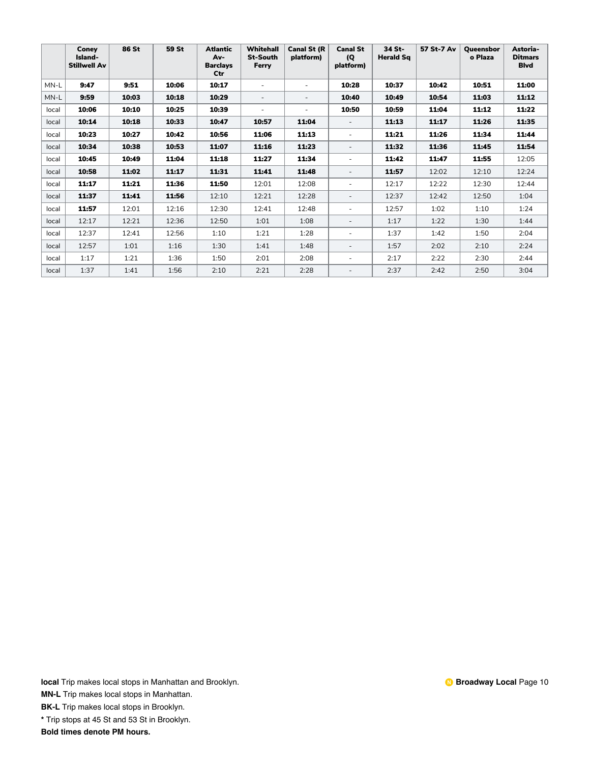| | Coney Island-Stillwell Av | 86 St | 59 St | Atlantic Av-Barclays Ctr | Whitehall St-South Ferry | Canal St (R platform) | Canal St (Q platform) | 34 St-Herald Sq | 57 St-7 Av | Queensboro Plaza | Astoria-Ditmars Blvd |
|---|---|---|---|---|---|---|---|---|---|---|---|
| MN-L | **9:47** | **9:51** | **10:06** | **10:17** | - | - | **10:28** | **10:37** | **10:42** | **10:51** | **11:00** |
| MN-L | **9:59** | **10:03** | **10:18** | **10:29** | - | - | **10:40** | **10:49** | **10:54** | **11:03** | **11:12** |
| local | **10:06** | **10:10** | **10:25** | **10:39** | - | - | **10:50** | **10:59** | **11:04** | **11:12** | **11:22** |
| local | **10:14** | **10:18** | **10:33** | **10:47** | **10:57** | **11:04** | - | **11:13** | **11:17** | **11:26** | **11:35** |
| local | **10:23** | **10:27** | **10:42** | **10:56** | **11:06** | **11:13** | - | **11:21** | **11:26** | **11:34** | **11:44** |
| local | **10:34** | **10:38** | **10:53** | **11:07** | **11:16** | **11:23** | - | **11:32** | **11:36** | **11:45** | **11:54** |
| local | **10:45** | **10:49** | **11:04** | **11:18** | **11:27** | **11:34** | - | **11:42** | **11:47** | **11:55** | 12:05 |
| local | **10:58** | **11:02** | **11:17** | **11:31** | **11:41** | **11:48** | - | **11:57** | 12:02 | 12:10 | 12:24 |
| local | **11:17** | **11:21** | **11:36** | **11:50** | 12:01 | 12:08 | - | 12:17 | 12:22 | 12:30 | 12:44 |
| local | **11:37** | **11:41** | **11:56** | 12:10 | 12:21 | 12:28 | - | 12:37 | 12:42 | 12:50 | 1:04 |
| local | **11:57** | 12:01 | 12:16 | 12:30 | 12:41 | 12:48 | - | 12:57 | 1:02 | 1:10 | 1:24 |
| local | 12:17 | 12:21 | 12:36 | 12:50 | 1:01 | 1:08 | - | 1:17 | 1:22 | 1:30 | 1:44 |
| local | 12:37 | 12:41 | 12:56 | 1:10 | 1:21 | 1:28 | - | 1:37 | 1:42 | 1:50 | 2:04 |
| local | 12:57 | 1:01 | 1:16 | 1:30 | 1:41 | 1:48 | - | 1:57 | 2:02 | 2:10 | 2:24 |
| local | 1:17 | 1:21 | 1:36 | 1:50 | 2:01 | 2:08 | - | 2:17 | 2:22 | 2:30 | 2:44 |
| local | 1:37 | 1:41 | 1:56 | 2:10 | 2:21 | 2:28 | - | 2:37 | 2:42 | 2:50 | 3:04 |

**local** Trip makes local stops in Manhattan and Brooklyn.

**MN-L** Trip makes local stops in Manhattan.

**BK-L** Trip makes local stops in Brooklyn.

**\*** Trip stops at 45 St and 53 St in Brooklyn.

**Bold times denote PM hours.**

**Broadway Local**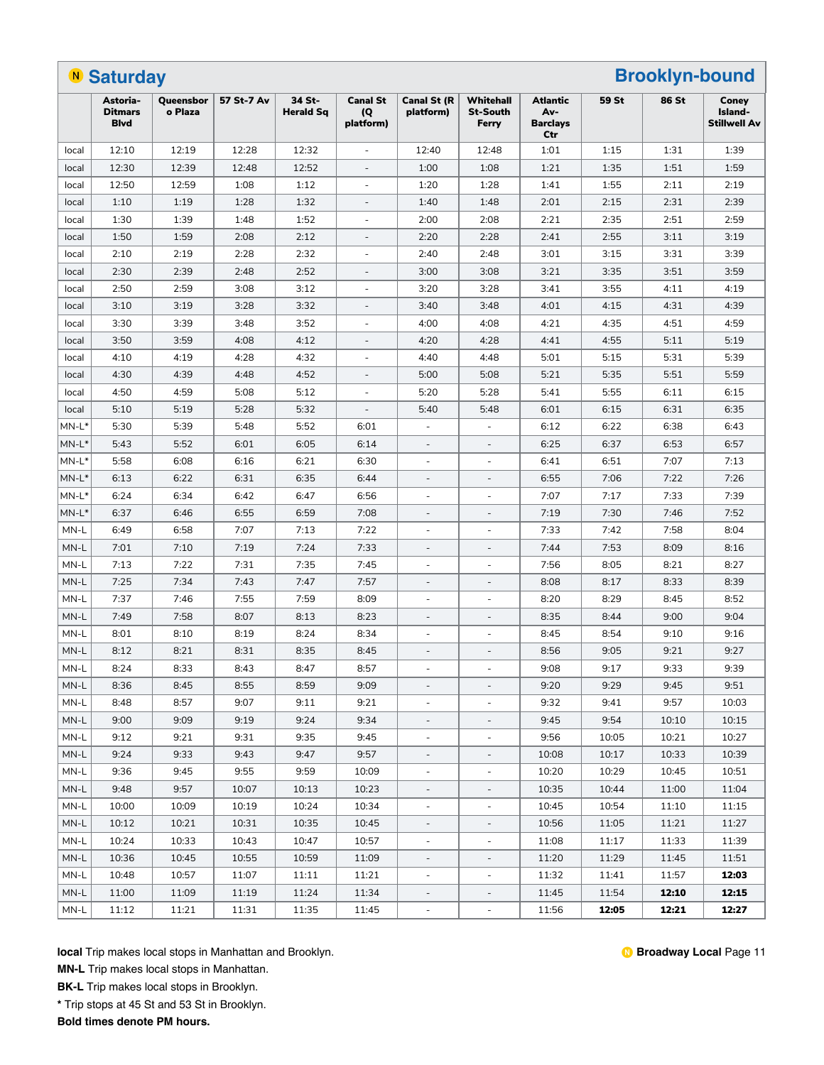## N Saturday — Brooklyn-bound

| | Astoria-Ditmars Blvd | Queensboro Plaza | 57 St-7 Av | 34 St-Herald Sq | Canal St (Q platform) | Canal St (R platform) | Whitehall St-South Ferry | Atlantic Av-Barclays Ctr | 59 St | 86 St | Coney Island-Stillwell Av |
|---|---|---|---|---|---|---|---|---|---|---|---|
| local | 12:10 | 12:19 | 12:28 | 12:32 | - | 12:40 | 12:48 | 1:01 | 1:15 | 1:31 | 1:39 |
| local | 12:30 | 12:39 | 12:48 | 12:52 | - | 1:00 | 1:08 | 1:21 | 1:35 | 1:51 | 1:59 |
| local | 12:50 | 12:59 | 1:08 | 1:12 | - | 1:20 | 1:28 | 1:41 | 1:55 | 2:11 | 2:19 |
| local | 1:10 | 1:19 | 1:28 | 1:32 | - | 1:40 | 1:48 | 2:01 | 2:15 | 2:31 | 2:39 |
| local | 1:30 | 1:39 | 1:48 | 1:52 | - | 2:00 | 2:08 | 2:21 | 2:35 | 2:51 | 2:59 |
| local | 1:50 | 1:59 | 2:08 | 2:12 | - | 2:20 | 2:28 | 2:41 | 2:55 | 3:11 | 3:19 |
| local | 2:10 | 2:19 | 2:28 | 2:32 | - | 2:40 | 2:48 | 3:01 | 3:15 | 3:31 | 3:39 |
| local | 2:30 | 2:39 | 2:48 | 2:52 | - | 3:00 | 3:08 | 3:21 | 3:35 | 3:51 | 3:59 |
| local | 2:50 | 2:59 | 3:08 | 3:12 | - | 3:20 | 3:28 | 3:41 | 3:55 | 4:11 | 4:19 |
| local | 3:10 | 3:19 | 3:28 | 3:32 | - | 3:40 | 3:48 | 4:01 | 4:15 | 4:31 | 4:39 |
| local | 3:30 | 3:39 | 3:48 | 3:52 | - | 4:00 | 4:08 | 4:21 | 4:35 | 4:51 | 4:59 |
| local | 3:50 | 3:59 | 4:08 | 4:12 | - | 4:20 | 4:28 | 4:41 | 4:55 | 5:11 | 5:19 |
| local | 4:10 | 4:19 | 4:28 | 4:32 | - | 4:40 | 4:48 | 5:01 | 5:15 | 5:31 | 5:39 |
| local | 4:30 | 4:39 | 4:48 | 4:52 | - | 5:00 | 5:08 | 5:21 | 5:35 | 5:51 | 5:59 |
| local | 4:50 | 4:59 | 5:08 | 5:12 | - | 5:20 | 5:28 | 5:41 | 5:55 | 6:11 | 6:15 |
| local | 5:10 | 5:19 | 5:28 | 5:32 | - | 5:40 | 5:48 | 6:01 | 6:15 | 6:31 | 6:35 |
| MN-L* | 5:30 | 5:39 | 5:48 | 5:52 | 6:01 | - | - | 6:12 | 6:22 | 6:38 | 6:43 |
| MN-L* | 5:43 | 5:52 | 6:01 | 6:05 | 6:14 | - | - | 6:25 | 6:37 | 6:53 | 6:57 |
| MN-L* | 5:58 | 6:08 | 6:16 | 6:21 | 6:30 | - | - | 6:41 | 6:51 | 7:07 | 7:13 |
| MN-L* | 6:13 | 6:22 | 6:31 | 6:35 | 6:44 | - | - | 6:55 | 7:06 | 7:22 | 7:26 |
| MN-L* | 6:24 | 6:34 | 6:42 | 6:47 | 6:56 | - | - | 7:07 | 7:17 | 7:33 | 7:39 |
| MN-L* | 6:37 | 6:46 | 6:55 | 6:59 | 7:08 | - | - | 7:19 | 7:30 | 7:46 | 7:52 |
| MN-L | 6:49 | 6:58 | 7:07 | 7:13 | 7:22 | - | - | 7:33 | 7:42 | 7:58 | 8:04 |
| MN-L | 7:01 | 7:10 | 7:19 | 7:24 | 7:33 | - | - | 7:44 | 7:53 | 8:09 | 8:16 |
| MN-L | 7:13 | 7:22 | 7:31 | 7:35 | 7:45 | - | - | 7:56 | 8:05 | 8:21 | 8:27 |
| MN-L | 7:25 | 7:34 | 7:43 | 7:47 | 7:57 | - | - | 8:08 | 8:17 | 8:33 | 8:39 |
| MN-L | 7:37 | 7:46 | 7:55 | 7:59 | 8:09 | - | - | 8:20 | 8:29 | 8:45 | 8:52 |
| MN-L | 7:49 | 7:58 | 8:07 | 8:13 | 8:23 | - | - | 8:35 | 8:44 | 9:00 | 9:04 |
| MN-L | 8:01 | 8:10 | 8:19 | 8:24 | 8:34 | - | - | 8:45 | 8:54 | 9:10 | 9:16 |
| MN-L | 8:12 | 8:21 | 8:31 | 8:35 | 8:45 | - | - | 8:56 | 9:05 | 9:21 | 9:27 |
| MN-L | 8:24 | 8:33 | 8:43 | 8:47 | 8:57 | - | - | 9:08 | 9:17 | 9:33 | 9:39 |
| MN-L | 8:36 | 8:45 | 8:55 | 8:59 | 9:09 | - | - | 9:20 | 9:29 | 9:45 | 9:51 |
| MN-L | 8:48 | 8:57 | 9:07 | 9:11 | 9:21 | - | - | 9:32 | 9:41 | 9:57 | 10:03 |
| MN-L | 9:00 | 9:09 | 9:19 | 9:24 | 9:34 | - | - | 9:45 | 9:54 | 10:10 | 10:15 |
| MN-L | 9:12 | 9:21 | 9:31 | 9:35 | 9:45 | - | - | 9:56 | 10:05 | 10:21 | 10:27 |
| MN-L | 9:24 | 9:33 | 9:43 | 9:47 | 9:57 | - | - | 10:08 | 10:17 | 10:33 | 10:39 |
| MN-L | 9:36 | 9:45 | 9:55 | 9:59 | 10:09 | - | - | 10:20 | 10:29 | 10:45 | 10:51 |
| MN-L | 9:48 | 9:57 | 10:07 | 10:13 | 10:23 | - | - | 10:35 | 10:44 | 11:00 | 11:04 |
| MN-L | 10:00 | 10:09 | 10:19 | 10:24 | 10:34 | - | - | 10:45 | 10:54 | 11:10 | 11:15 |
| MN-L | 10:12 | 10:21 | 10:31 | 10:35 | 10:45 | - | - | 10:56 | 11:05 | 11:21 | 11:27 |
| MN-L | 10:24 | 10:33 | 10:43 | 10:47 | 10:57 | - | - | 11:08 | 11:17 | 11:33 | 11:39 |
| MN-L | 10:36 | 10:45 | 10:55 | 10:59 | 11:09 | - | - | 11:20 | 11:29 | 11:45 | 11:51 |
| MN-L | 10:48 | 10:57 | 11:07 | 11:11 | 11:21 | - | - | 11:32 | 11:41 | 11:57 | **12:03** |
| MN-L | 11:00 | 11:09 | 11:19 | 11:24 | 11:34 | - | - | 11:45 | 11:54 | **12:10** | **12:15** |
| MN-L | 11:12 | 11:21 | 11:31 | 11:35 | 11:45 | - | - | 11:56 | **12:05** | **12:21** | **12:27** |

**local** Trip makes local stops in Manhattan and Brooklyn.
**MN-L** Trip makes local stops in Manhattan.
**BK-L** Trip makes local stops in Brooklyn.
\* Trip stops at 45 St and 53 St in Brooklyn.
**Bold times denote PM hours.**

N **Broadway Local**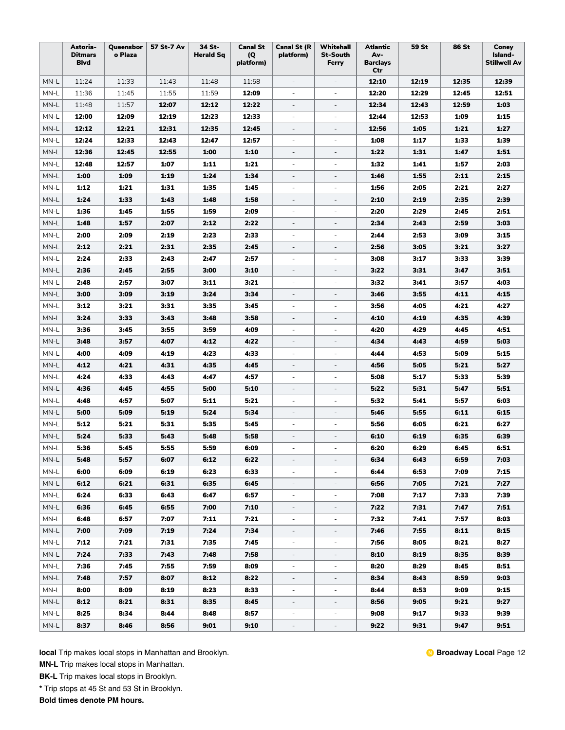| | Astoria-Ditmars Blvd | Queensboro Plaza | 57 St-7 Av | 34 St-Herald Sq | Canal St (Q platform) | Canal St (R platform) | Whitehall St-South Ferry | Atlantic Av-Barclays Ctr | 59 St | 86 St | Coney Island-Stillwell Av |
|---|---|---|---|---|---|---|---|---|---|---|---|
| MN-L | 11:24 | 11:33 | 11:43 | 11:48 | 11:58 | - | - | **12:10** | **12:19** | **12:35** | **12:39** |
| MN-L | 11:36 | 11:45 | 11:55 | 11:59 | **12:09** | - | - | **12:20** | **12:29** | **12:45** | **12:51** |
| MN-L | 11:48 | 11:57 | **12:07** | **12:12** | **12:22** | - | - | **12:34** | **12:43** | **12:59** | **1:03** |
| MN-L | **12:00** | **12:09** | **12:19** | **12:23** | **12:33** | - | - | **12:44** | **12:53** | **1:09** | **1:15** |
| MN-L | **12:12** | **12:21** | **12:31** | **12:35** | **12:45** | - | - | **12:56** | **1:05** | **1:21** | **1:27** |
| MN-L | **12:24** | **12:33** | **12:43** | **12:47** | **12:57** | - | - | **1:08** | **1:17** | **1:33** | **1:39** |
| MN-L | **12:36** | **12:45** | **12:55** | **1:00** | **1:10** | - | - | **1:22** | **1:31** | **1:47** | **1:51** |
| MN-L | **12:48** | **12:57** | **1:07** | **1:11** | **1:21** | - | - | **1:32** | **1:41** | **1:57** | **2:03** |
| MN-L | **1:00** | **1:09** | **1:19** | **1:24** | **1:34** | - | - | **1:46** | **1:55** | **2:11** | **2:15** |
| MN-L | **1:12** | **1:21** | **1:31** | **1:35** | **1:45** | - | - | **1:56** | **2:05** | **2:21** | **2:27** |
| MN-L | **1:24** | **1:33** | **1:43** | **1:48** | **1:58** | - | - | **2:10** | **2:19** | **2:35** | **2:39** |
| MN-L | **1:36** | **1:45** | **1:55** | **1:59** | **2:09** | - | - | **2:20** | **2:29** | **2:45** | **2:51** |
| MN-L | **1:48** | **1:57** | **2:07** | **2:12** | **2:22** | - | - | **2:34** | **2:43** | **2:59** | **3:03** |
| MN-L | **2:00** | **2:09** | **2:19** | **2:23** | **2:33** | - | - | **2:44** | **2:53** | **3:09** | **3:15** |
| MN-L | **2:12** | **2:21** | **2:31** | **2:35** | **2:45** | - | - | **2:56** | **3:05** | **3:21** | **3:27** |
| MN-L | **2:24** | **2:33** | **2:43** | **2:47** | **2:57** | - | - | **3:08** | **3:17** | **3:33** | **3:39** |
| MN-L | **2:36** | **2:45** | **2:55** | **3:00** | **3:10** | - | - | **3:22** | **3:31** | **3:47** | **3:51** |
| MN-L | **2:48** | **2:57** | **3:07** | **3:11** | **3:21** | - | - | **3:32** | **3:41** | **3:57** | **4:03** |
| MN-L | **3:00** | **3:09** | **3:19** | **3:24** | **3:34** | - | - | **3:46** | **3:55** | **4:11** | **4:15** |
| MN-L | **3:12** | **3:21** | **3:31** | **3:35** | **3:45** | - | - | **3:56** | **4:05** | **4:21** | **4:27** |
| MN-L | **3:24** | **3:33** | **3:43** | **3:48** | **3:58** | - | - | **4:10** | **4:19** | **4:35** | **4:39** |
| MN-L | **3:36** | **3:45** | **3:55** | **3:59** | **4:09** | - | - | **4:20** | **4:29** | **4:45** | **4:51** |
| MN-L | **3:48** | **3:57** | **4:07** | **4:12** | **4:22** | - | - | **4:34** | **4:43** | **4:59** | **5:03** |
| MN-L | **4:00** | **4:09** | **4:19** | **4:23** | **4:33** | - | - | **4:44** | **4:53** | **5:09** | **5:15** |
| MN-L | **4:12** | **4:21** | **4:31** | **4:35** | **4:45** | - | - | **4:56** | **5:05** | **5:21** | **5:27** |
| MN-L | **4:24** | **4:33** | **4:43** | **4:47** | **4:57** | - | - | **5:08** | **5:17** | **5:33** | **5:39** |
| MN-L | **4:36** | **4:45** | **4:55** | **5:00** | **5:10** | - | - | **5:22** | **5:31** | **5:47** | **5:51** |
| MN-L | **4:48** | **4:57** | **5:07** | **5:11** | **5:21** | - | - | **5:32** | **5:41** | **5:57** | **6:03** |
| MN-L | **5:00** | **5:09** | **5:19** | **5:24** | **5:34** | - | - | **5:46** | **5:55** | **6:11** | **6:15** |
| MN-L | **5:12** | **5:21** | **5:31** | **5:35** | **5:45** | - | - | **5:56** | **6:05** | **6:21** | **6:27** |
| MN-L | **5:24** | **5:33** | **5:43** | **5:48** | **5:58** | - | - | **6:10** | **6:19** | **6:35** | **6:39** |
| MN-L | **5:36** | **5:45** | **5:55** | **5:59** | **6:09** | - | - | **6:20** | **6:29** | **6:45** | **6:51** |
| MN-L | **5:48** | **5:57** | **6:07** | **6:12** | **6:22** | - | - | **6:34** | **6:43** | **6:59** | **7:03** |
| MN-L | **6:00** | **6:09** | **6:19** | **6:23** | **6:33** | - | - | **6:44** | **6:53** | **7:09** | **7:15** |
| MN-L | **6:12** | **6:21** | **6:31** | **6:35** | **6:45** | - | - | **6:56** | **7:05** | **7:21** | **7:27** |
| MN-L | **6:24** | **6:33** | **6:43** | **6:47** | **6:57** | - | - | **7:08** | **7:17** | **7:33** | **7:39** |
| MN-L | **6:36** | **6:45** | **6:55** | **7:00** | **7:10** | - | - | **7:22** | **7:31** | **7:47** | **7:51** |
| MN-L | **6:48** | **6:57** | **7:07** | **7:11** | **7:21** | - | - | **7:32** | **7:41** | **7:57** | **8:03** |
| MN-L | **7:00** | **7:09** | **7:19** | **7:24** | **7:34** | - | - | **7:46** | **7:55** | **8:11** | **8:15** |
| MN-L | **7:12** | **7:21** | **7:31** | **7:35** | **7:45** | - | - | **7:56** | **8:05** | **8:21** | **8:27** |
| MN-L | **7:24** | **7:33** | **7:43** | **7:48** | **7:58** | - | - | **8:10** | **8:19** | **8:35** | **8:39** |
| MN-L | **7:36** | **7:45** | **7:55** | **7:59** | **8:09** | - | - | **8:20** | **8:29** | **8:45** | **8:51** |
| MN-L | **7:48** | **7:57** | **8:07** | **8:12** | **8:22** | - | - | **8:34** | **8:43** | **8:59** | **9:03** |
| MN-L | **8:00** | **8:09** | **8:19** | **8:23** | **8:33** | - | - | **8:44** | **8:53** | **9:09** | **9:15** |
| MN-L | **8:12** | **8:21** | **8:31** | **8:35** | **8:45** | - | - | **8:56** | **9:05** | **9:21** | **9:27** |
| MN-L | **8:25** | **8:34** | **8:44** | **8:48** | **8:57** | - | - | **9:08** | **9:17** | **9:33** | **9:39** |
| MN-L | **8:37** | **8:46** | **8:56** | **9:01** | **9:10** | - | - | **9:22** | **9:31** | **9:47** | **9:51** |

**local** Trip makes local stops in Manhattan and Brooklyn.

**MN-L** Trip makes local stops in Manhattan.

**BK-L** Trip makes local stops in Brooklyn.

**\*** Trip stops at 45 St and 53 St in Brooklyn.

**Bold times denote PM hours.**

**N Broadway Local**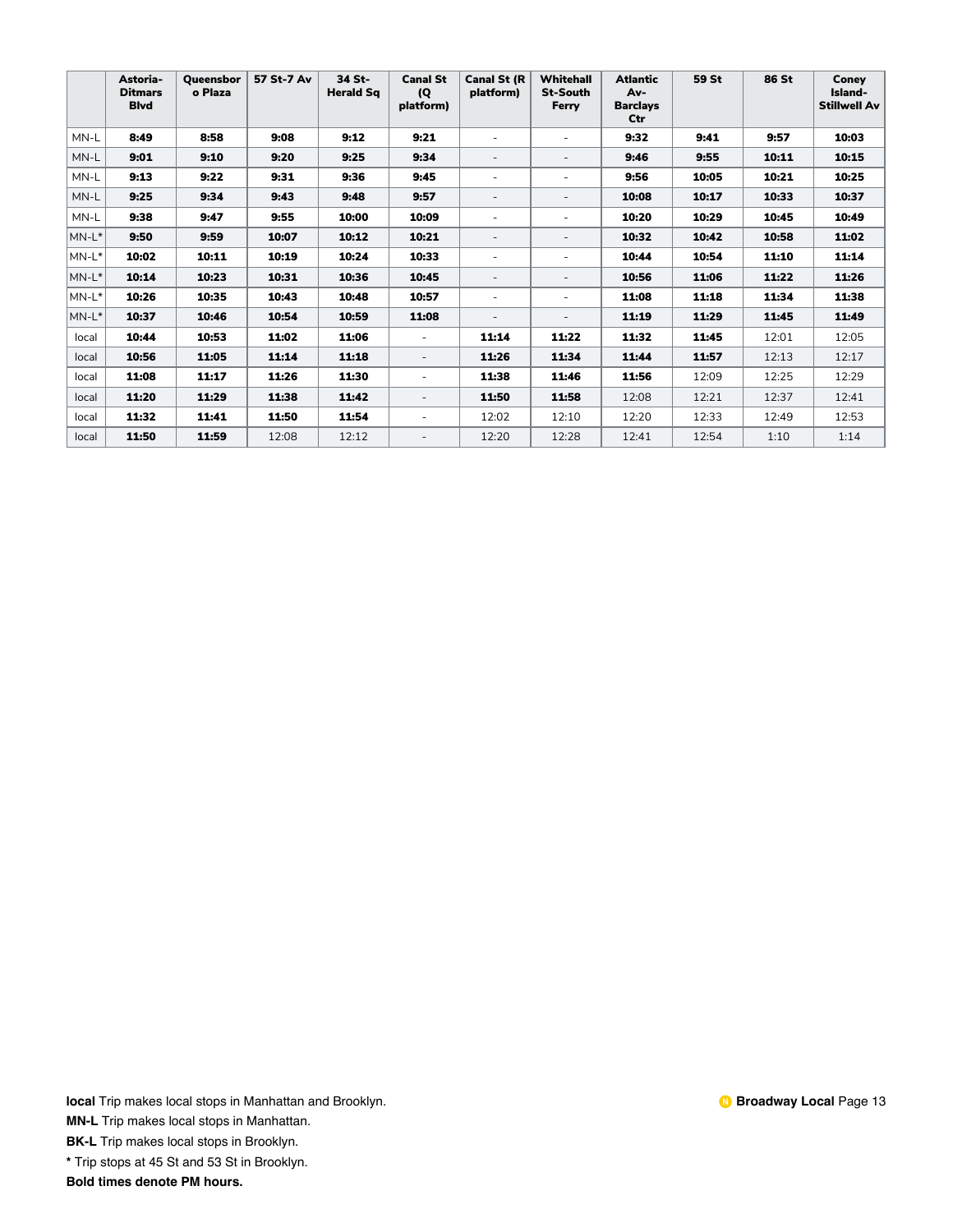| | Astoria-Ditmars Blvd | Queensboro Plaza | 57 St-7 Av | 34 St-Herald Sq | Canal St (Q platform) | Canal St (R platform) | Whitehall St-South Ferry | Atlantic Av-Barclays Ctr | 59 St | 86 St | Coney Island-Stillwell Av |
|---|---|---|---|---|---|---|---|---|---|---|---|
| MN-L | **8:49** | **8:58** | **9:08** | **9:12** | **9:21** | - | - | **9:32** | **9:41** | **9:57** | **10:03** |
| MN-L | **9:01** | **9:10** | **9:20** | **9:25** | **9:34** | - | - | **9:46** | **9:55** | **10:11** | **10:15** |
| MN-L | **9:13** | **9:22** | **9:31** | **9:36** | **9:45** | - | - | **9:56** | **10:05** | **10:21** | **10:25** |
| MN-L | **9:25** | **9:34** | **9:43** | **9:48** | **9:57** | - | - | **10:08** | **10:17** | **10:33** | **10:37** |
| MN-L | **9:38** | **9:47** | **9:55** | **10:00** | **10:09** | - | - | **10:20** | **10:29** | **10:45** | **10:49** |
| MN-L* | **9:50** | **9:59** | **10:07** | **10:12** | **10:21** | - | - | **10:32** | **10:42** | **10:58** | **11:02** |
| MN-L* | **10:02** | **10:11** | **10:19** | **10:24** | **10:33** | - | - | **10:44** | **10:54** | **11:10** | **11:14** |
| MN-L* | **10:14** | **10:23** | **10:31** | **10:36** | **10:45** | - | - | **10:56** | **11:06** | **11:22** | **11:26** |
| MN-L* | **10:26** | **10:35** | **10:43** | **10:48** | **10:57** | - | - | **11:08** | **11:18** | **11:34** | **11:38** |
| MN-L* | **10:37** | **10:46** | **10:54** | **10:59** | **11:08** | - | - | **11:19** | **11:29** | **11:45** | **11:49** |
| local | **10:44** | **10:53** | **11:02** | **11:06** | - | **11:14** | **11:22** | **11:32** | **11:45** | 12:01 | 12:05 |
| local | **10:56** | **11:05** | **11:14** | **11:18** | - | **11:26** | **11:34** | **11:44** | **11:57** | 12:13 | 12:17 |
| local | **11:08** | **11:17** | **11:26** | **11:30** | - | **11:38** | **11:46** | **11:56** | 12:09 | 12:25 | 12:29 |
| local | **11:20** | **11:29** | **11:38** | **11:42** | - | **11:50** | **11:58** | 12:08 | 12:21 | 12:37 | 12:41 |
| local | **11:32** | **11:41** | **11:50** | **11:54** | - | 12:02 | 12:10 | 12:20 | 12:33 | 12:49 | 12:53 |
| local | **11:50** | **11:59** | 12:08 | 12:12 | - | 12:20 | 12:28 | 12:41 | 12:54 | 1:10 | 1:14 |

**local** Trip makes local stops in Manhattan and Brooklyn.

**MN-L** Trip makes local stops in Manhattan.

**BK-L** Trip makes local stops in Brooklyn.

**\*** Trip stops at 45 St and 53 St in Brooklyn.

**Bold times denote PM hours.**

**N Broadway Local**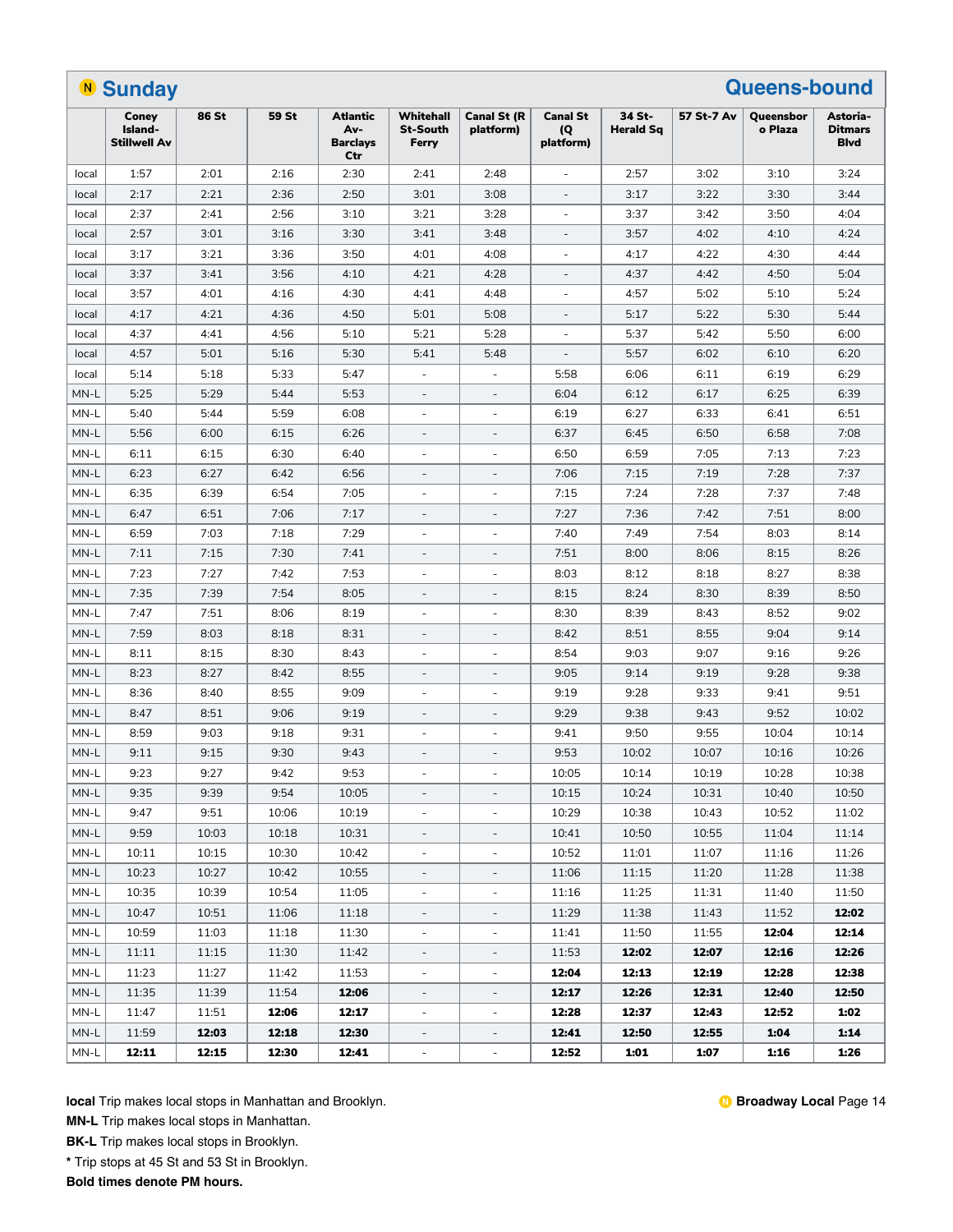## N Sunday — Queens-bound

| | Coney Island-Stillwell Av | 86 St | 59 St | Atlantic Av-Barclays Ctr | Whitehall St-South Ferry | Canal St (R platform) | Canal St (Q platform) | 34 St-Herald Sq | 57 St-7 Av | Queensboro Plaza | Astoria-Ditmars Blvd |
|---|---|---|---|---|---|---|---|---|---|---|---|
| local | 1:57 | 2:01 | 2:16 | 2:30 | 2:41 | 2:48 | - | 2:57 | 3:02 | 3:10 | 3:24 |
| local | 2:17 | 2:21 | 2:36 | 2:50 | 3:01 | 3:08 | - | 3:17 | 3:22 | 3:30 | 3:44 |
| local | 2:37 | 2:41 | 2:56 | 3:10 | 3:21 | 3:28 | - | 3:37 | 3:42 | 3:50 | 4:04 |
| local | 2:57 | 3:01 | 3:16 | 3:30 | 3:41 | 3:48 | - | 3:57 | 4:02 | 4:10 | 4:24 |
| local | 3:17 | 3:21 | 3:36 | 3:50 | 4:01 | 4:08 | - | 4:17 | 4:22 | 4:30 | 4:44 |
| local | 3:37 | 3:41 | 3:56 | 4:10 | 4:21 | 4:28 | - | 4:37 | 4:42 | 4:50 | 5:04 |
| local | 3:57 | 4:01 | 4:16 | 4:30 | 4:41 | 4:48 | - | 4:57 | 5:02 | 5:10 | 5:24 |
| local | 4:17 | 4:21 | 4:36 | 4:50 | 5:01 | 5:08 | - | 5:17 | 5:22 | 5:30 | 5:44 |
| local | 4:37 | 4:41 | 4:56 | 5:10 | 5:21 | 5:28 | - | 5:37 | 5:42 | 5:50 | 6:00 |
| local | 4:57 | 5:01 | 5:16 | 5:30 | 5:41 | 5:48 | - | 5:57 | 6:02 | 6:10 | 6:20 |
| local | 5:14 | 5:18 | 5:33 | 5:47 | - | - | 5:58 | 6:06 | 6:11 | 6:19 | 6:29 |
| MN-L | 5:25 | 5:29 | 5:44 | 5:53 | - | - | 6:04 | 6:12 | 6:17 | 6:25 | 6:39 |
| MN-L | 5:40 | 5:44 | 5:59 | 6:08 | - | - | 6:19 | 6:27 | 6:33 | 6:41 | 6:51 |
| MN-L | 5:56 | 6:00 | 6:15 | 6:26 | - | - | 6:37 | 6:45 | 6:50 | 6:58 | 7:08 |
| MN-L | 6:11 | 6:15 | 6:30 | 6:40 | - | - | 6:50 | 6:59 | 7:05 | 7:13 | 7:23 |
| MN-L | 6:23 | 6:27 | 6:42 | 6:56 | - | - | 7:06 | 7:15 | 7:19 | 7:28 | 7:37 |
| MN-L | 6:35 | 6:39 | 6:54 | 7:05 | - | - | 7:15 | 7:24 | 7:28 | 7:37 | 7:48 |
| MN-L | 6:47 | 6:51 | 7:06 | 7:17 | - | - | 7:27 | 7:36 | 7:42 | 7:51 | 8:00 |
| MN-L | 6:59 | 7:03 | 7:18 | 7:29 | - | - | 7:40 | 7:49 | 7:54 | 8:03 | 8:14 |
| MN-L | 7:11 | 7:15 | 7:30 | 7:41 | - | - | 7:51 | 8:00 | 8:06 | 8:15 | 8:26 |
| MN-L | 7:23 | 7:27 | 7:42 | 7:53 | - | - | 8:03 | 8:12 | 8:18 | 8:27 | 8:38 |
| MN-L | 7:35 | 7:39 | 7:54 | 8:05 | - | - | 8:15 | 8:24 | 8:30 | 8:39 | 8:50 |
| MN-L | 7:47 | 7:51 | 8:06 | 8:19 | - | - | 8:30 | 8:39 | 8:43 | 8:52 | 9:02 |
| MN-L | 7:59 | 8:03 | 8:18 | 8:31 | - | - | 8:42 | 8:51 | 8:55 | 9:04 | 9:14 |
| MN-L | 8:11 | 8:15 | 8:30 | 8:43 | - | - | 8:54 | 9:03 | 9:07 | 9:16 | 9:26 |
| MN-L | 8:23 | 8:27 | 8:42 | 8:55 | - | - | 9:05 | 9:14 | 9:19 | 9:28 | 9:38 |
| MN-L | 8:36 | 8:40 | 8:55 | 9:09 | - | - | 9:19 | 9:28 | 9:33 | 9:41 | 9:51 |
| MN-L | 8:47 | 8:51 | 9:06 | 9:19 | - | - | 9:29 | 9:38 | 9:43 | 9:52 | 10:02 |
| MN-L | 8:59 | 9:03 | 9:18 | 9:31 | - | - | 9:41 | 9:50 | 9:55 | 10:04 | 10:14 |
| MN-L | 9:11 | 9:15 | 9:30 | 9:43 | - | - | 9:53 | 10:02 | 10:07 | 10:16 | 10:26 |
| MN-L | 9:23 | 9:27 | 9:42 | 9:53 | - | - | 10:05 | 10:14 | 10:19 | 10:28 | 10:38 |
| MN-L | 9:35 | 9:39 | 9:54 | 10:05 | - | - | 10:15 | 10:24 | 10:31 | 10:40 | 10:50 |
| MN-L | 9:47 | 9:51 | 10:06 | 10:19 | - | - | 10:29 | 10:38 | 10:43 | 10:52 | 11:02 |
| MN-L | 9:59 | 10:03 | 10:18 | 10:31 | - | - | 10:41 | 10:50 | 10:55 | 11:04 | 11:14 |
| MN-L | 10:11 | 10:15 | 10:30 | 10:42 | - | - | 10:52 | 11:01 | 11:07 | 11:16 | 11:26 |
| MN-L | 10:23 | 10:27 | 10:42 | 10:55 | - | - | 11:06 | 11:15 | 11:20 | 11:28 | 11:38 |
| MN-L | 10:35 | 10:39 | 10:54 | 11:05 | - | - | 11:16 | 11:25 | 11:31 | 11:40 | 11:50 |
| MN-L | 10:47 | 10:51 | 11:06 | 11:18 | - | - | 11:29 | 11:38 | 11:43 | 11:52 | **12:02** |
| MN-L | 10:59 | 11:03 | 11:18 | 11:30 | - | - | 11:41 | 11:50 | 11:55 | **12:04** | **12:14** |
| MN-L | 11:11 | 11:15 | 11:30 | 11:42 | - | - | 11:53 | **12:02** | **12:07** | **12:16** | **12:26** |
| MN-L | 11:23 | 11:27 | 11:42 | 11:53 | - | - | **12:04** | **12:13** | **12:19** | **12:28** | **12:38** |
| MN-L | 11:35 | 11:39 | 11:54 | **12:06** | - | - | **12:17** | **12:26** | **12:31** | **12:40** | **12:50** |
| MN-L | 11:47 | 11:51 | **12:06** | **12:17** | - | - | **12:28** | **12:37** | **12:43** | **12:52** | **1:02** |
| MN-L | 11:59 | **12:03** | **12:18** | **12:30** | - | - | **12:41** | **12:50** | **12:55** | **1:04** | **1:14** |
| MN-L | **12:11** | **12:15** | **12:30** | **12:41** | - | - | **12:52** | **1:01** | **1:07** | **1:16** | **1:26** |

**local** Trip makes local stops in Manhattan and Brooklyn.
**MN-L** Trip makes local stops in Manhattan.
**BK-L** Trip makes local stops in Brooklyn.
**\*** Trip stops at 45 St and 53 St in Brooklyn.
**Bold times denote PM hours.**

N **Broadway Local**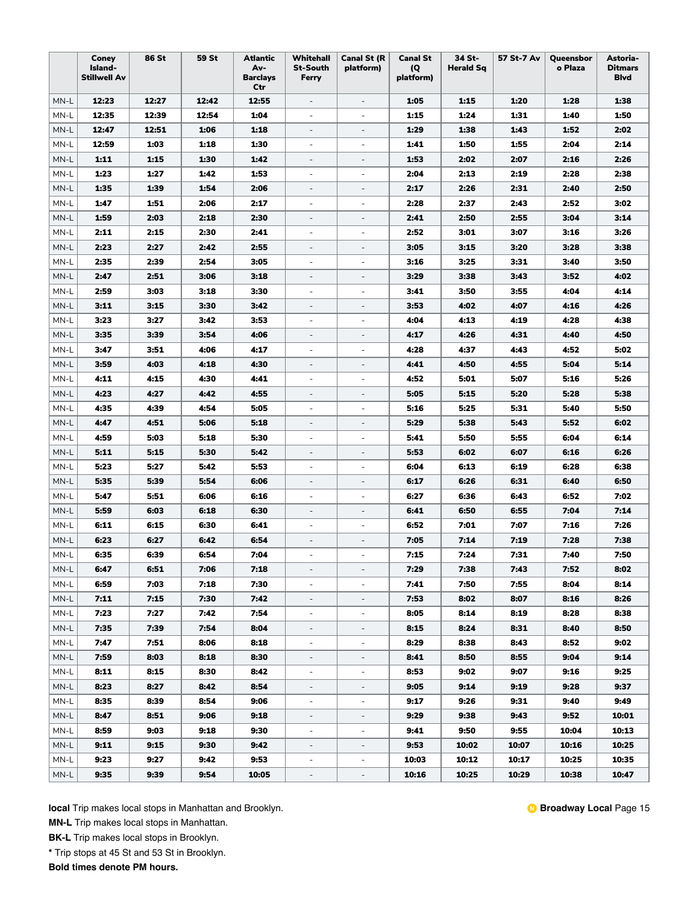| | Coney Island-Stillwell Av | 86 St | 59 St | Atlantic Av-Barclays Ctr | Whitehall St-South Ferry | Canal St (R platform) | Canal St (Q platform) | 34 St-Herald Sq | 57 St-7 Av | Queensboro Plaza | Astoria-Ditmars Blvd |
|---|---|---|---|---|---|---|---|---|---|---|---|
| MN-L | **12:23** | **12:27** | **12:42** | **12:55** | - | - | **1:05** | **1:15** | **1:20** | **1:28** | **1:38** |
| MN-L | **12:35** | **12:39** | **12:54** | **1:04** | - | - | **1:15** | **1:24** | **1:31** | **1:40** | **1:50** |
| MN-L | **12:47** | **12:51** | **1:06** | **1:18** | - | - | **1:29** | **1:38** | **1:43** | **1:52** | **2:02** |
| MN-L | **12:59** | **1:03** | **1:18** | **1:30** | - | - | **1:41** | **1:50** | **1:55** | **2:04** | **2:14** |
| MN-L | **1:11** | **1:15** | **1:30** | **1:42** | - | - | **1:53** | **2:02** | **2:07** | **2:16** | **2:26** |
| MN-L | **1:23** | **1:27** | **1:42** | **1:53** | - | - | **2:04** | **2:13** | **2:19** | **2:28** | **2:38** |
| MN-L | **1:35** | **1:39** | **1:54** | **2:06** | - | - | **2:17** | **2:26** | **2:31** | **2:40** | **2:50** |
| MN-L | **1:47** | **1:51** | **2:06** | **2:17** | - | - | **2:28** | **2:37** | **2:43** | **2:52** | **3:02** |
| MN-L | **1:59** | **2:03** | **2:18** | **2:30** | - | - | **2:41** | **2:50** | **2:55** | **3:04** | **3:14** |
| MN-L | **2:11** | **2:15** | **2:30** | **2:41** | - | - | **2:52** | **3:01** | **3:07** | **3:16** | **3:26** |
| MN-L | **2:23** | **2:27** | **2:42** | **2:55** | - | - | **3:05** | **3:15** | **3:20** | **3:28** | **3:38** |
| MN-L | **2:35** | **2:39** | **2:54** | **3:05** | - | - | **3:16** | **3:25** | **3:31** | **3:40** | **3:50** |
| MN-L | **2:47** | **2:51** | **3:06** | **3:18** | - | - | **3:29** | **3:38** | **3:43** | **3:52** | **4:02** |
| MN-L | **2:59** | **3:03** | **3:18** | **3:30** | - | - | **3:41** | **3:50** | **3:55** | **4:04** | **4:14** |
| MN-L | **3:11** | **3:15** | **3:30** | **3:42** | - | - | **3:53** | **4:02** | **4:07** | **4:16** | **4:26** |
| MN-L | **3:23** | **3:27** | **3:42** | **3:53** | - | - | **4:04** | **4:13** | **4:19** | **4:28** | **4:38** |
| MN-L | **3:35** | **3:39** | **3:54** | **4:06** | - | - | **4:17** | **4:26** | **4:31** | **4:40** | **4:50** |
| MN-L | **3:47** | **3:51** | **4:06** | **4:17** | - | - | **4:28** | **4:37** | **4:43** | **4:52** | **5:02** |
| MN-L | **3:59** | **4:03** | **4:18** | **4:30** | - | - | **4:41** | **4:50** | **4:55** | **5:04** | **5:14** |
| MN-L | **4:11** | **4:15** | **4:30** | **4:41** | - | - | **4:52** | **5:01** | **5:07** | **5:16** | **5:26** |
| MN-L | **4:23** | **4:27** | **4:42** | **4:55** | - | - | **5:05** | **5:15** | **5:20** | **5:28** | **5:38** |
| MN-L | **4:35** | **4:39** | **4:54** | **5:05** | - | - | **5:16** | **5:25** | **5:31** | **5:40** | **5:50** |
| MN-L | **4:47** | **4:51** | **5:06** | **5:18** | - | - | **5:29** | **5:38** | **5:43** | **5:52** | **6:02** |
| MN-L | **4:59** | **5:03** | **5:18** | **5:30** | - | - | **5:41** | **5:50** | **5:55** | **6:04** | **6:14** |
| MN-L | **5:11** | **5:15** | **5:30** | **5:42** | - | - | **5:53** | **6:02** | **6:07** | **6:16** | **6:26** |
| MN-L | **5:23** | **5:27** | **5:42** | **5:53** | - | - | **6:04** | **6:13** | **6:19** | **6:28** | **6:38** |
| MN-L | **5:35** | **5:39** | **5:54** | **6:06** | - | - | **6:17** | **6:26** | **6:31** | **6:40** | **6:50** |
| MN-L | **5:47** | **5:51** | **6:06** | **6:16** | - | - | **6:27** | **6:36** | **6:43** | **6:52** | **7:02** |
| MN-L | **5:59** | **6:03** | **6:18** | **6:30** | - | - | **6:41** | **6:50** | **6:55** | **7:04** | **7:14** |
| MN-L | **6:11** | **6:15** | **6:30** | **6:41** | - | - | **6:52** | **7:01** | **7:07** | **7:16** | **7:26** |
| MN-L | **6:23** | **6:27** | **6:42** | **6:54** | - | - | **7:05** | **7:14** | **7:19** | **7:28** | **7:38** |
| MN-L | **6:35** | **6:39** | **6:54** | **7:04** | - | - | **7:15** | **7:24** | **7:31** | **7:40** | **7:50** |
| MN-L | **6:47** | **6:51** | **7:06** | **7:18** | - | - | **7:29** | **7:38** | **7:43** | **7:52** | **8:02** |
| MN-L | **6:59** | **7:03** | **7:18** | **7:30** | - | - | **7:41** | **7:50** | **7:55** | **8:04** | **8:14** |
| MN-L | **7:11** | **7:15** | **7:30** | **7:42** | - | - | **7:53** | **8:02** | **8:07** | **8:16** | **8:26** |
| MN-L | **7:23** | **7:27** | **7:42** | **7:54** | - | - | **8:05** | **8:14** | **8:19** | **8:28** | **8:38** |
| MN-L | **7:35** | **7:39** | **7:54** | **8:04** | - | - | **8:15** | **8:24** | **8:31** | **8:40** | **8:50** |
| MN-L | **7:47** | **7:51** | **8:06** | **8:18** | - | - | **8:29** | **8:38** | **8:43** | **8:52** | **9:02** |
| MN-L | **7:59** | **8:03** | **8:18** | **8:30** | - | - | **8:41** | **8:50** | **8:55** | **9:04** | **9:14** |
| MN-L | **8:11** | **8:15** | **8:30** | **8:42** | - | - | **8:53** | **9:02** | **9:07** | **9:16** | **9:25** |
| MN-L | **8:23** | **8:27** | **8:42** | **8:54** | - | - | **9:05** | **9:14** | **9:19** | **9:28** | **9:37** |
| MN-L | **8:35** | **8:39** | **8:54** | **9:06** | - | - | **9:17** | **9:26** | **9:31** | **9:40** | **9:49** |
| MN-L | **8:47** | **8:51** | **9:06** | **9:18** | - | - | **9:29** | **9:38** | **9:43** | **9:52** | **10:01** |
| MN-L | **8:59** | **9:03** | **9:18** | **9:30** | - | - | **9:41** | **9:50** | **9:55** | **10:04** | **10:13** |
| MN-L | **9:11** | **9:15** | **9:30** | **9:42** | - | - | **9:53** | **10:02** | **10:07** | **10:16** | **10:25** |
| MN-L | **9:23** | **9:27** | **9:42** | **9:53** | - | - | **10:03** | **10:12** | **10:17** | **10:25** | **10:35** |
| MN-L | **9:35** | **9:39** | **9:54** | **10:05** | - | - | **10:16** | **10:25** | **10:29** | **10:38** | **10:47** |

**local** Trip makes local stops in Manhattan and Brooklyn.

**MN-L** Trip makes local stops in Manhattan.

**BK-L** Trip makes local stops in Brooklyn.

**\*** Trip stops at 45 St and 53 St in Brooklyn.

**Bold times denote PM hours.**

**N Broadway Local**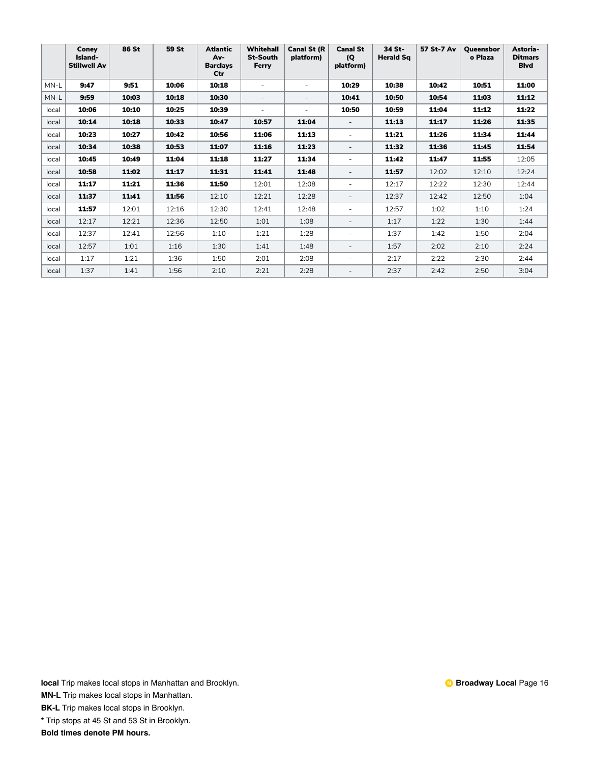| | Coney Island-Stillwell Av | 86 St | 59 St | Atlantic Av-Barclays Ctr | Whitehall St-South Ferry | Canal St (R platform) | Canal St (Q platform) | 34 St-Herald Sq | 57 St-7 Av | Queensboro Plaza | Astoria-Ditmars Blvd |
|---|---|---|---|---|---|---|---|---|---|---|---|
| MN-L | **9:47** | **9:51** | **10:06** | **10:18** | - | - | **10:29** | **10:38** | **10:42** | **10:51** | **11:00** |
| MN-L | **9:59** | **10:03** | **10:18** | **10:30** | - | - | **10:41** | **10:50** | **10:54** | **11:03** | **11:12** |
| local | **10:06** | **10:10** | **10:25** | **10:39** | - | - | **10:50** | **10:59** | **11:04** | **11:12** | **11:22** |
| local | **10:14** | **10:18** | **10:33** | **10:47** | **10:57** | **11:04** | - | **11:13** | **11:17** | **11:26** | **11:35** |
| local | **10:23** | **10:27** | **10:42** | **10:56** | **11:06** | **11:13** | - | **11:21** | **11:26** | **11:34** | **11:44** |
| local | **10:34** | **10:38** | **10:53** | **11:07** | **11:16** | **11:23** | - | **11:32** | **11:36** | **11:45** | **11:54** |
| local | **10:45** | **10:49** | **11:04** | **11:18** | **11:27** | **11:34** | - | **11:42** | **11:47** | **11:55** | 12:05 |
| local | **10:58** | **11:02** | **11:17** | **11:31** | **11:41** | **11:48** | - | **11:57** | 12:02 | 12:10 | 12:24 |
| local | **11:17** | **11:21** | **11:36** | **11:50** | 12:01 | 12:08 | - | 12:17 | 12:22 | 12:30 | 12:44 |
| local | **11:37** | **11:41** | **11:56** | 12:10 | 12:21 | 12:28 | - | 12:37 | 12:42 | 12:50 | 1:04 |
| local | **11:57** | 12:01 | 12:16 | 12:30 | 12:41 | 12:48 | - | 12:57 | 1:02 | 1:10 | 1:24 |
| local | 12:17 | 12:21 | 12:36 | 12:50 | 1:01 | 1:08 | - | 1:17 | 1:22 | 1:30 | 1:44 |
| local | 12:37 | 12:41 | 12:56 | 1:10 | 1:21 | 1:28 | - | 1:37 | 1:42 | 1:50 | 2:04 |
| local | 12:57 | 1:01 | 1:16 | 1:30 | 1:41 | 1:48 | - | 1:57 | 2:02 | 2:10 | 2:24 |
| local | 1:17 | 1:21 | 1:36 | 1:50 | 2:01 | 2:08 | - | 2:17 | 2:22 | 2:30 | 2:44 |
| local | 1:37 | 1:41 | 1:56 | 2:10 | 2:21 | 2:28 | - | 2:37 | 2:42 | 2:50 | 3:04 |

**local** Trip makes local stops in Manhattan and Brooklyn.

**MN-L** Trip makes local stops in Manhattan.

**BK-L** Trip makes local stops in Brooklyn.

**\*** Trip stops at 45 St and 53 St in Brooklyn.

**Bold times denote PM hours.**

**Broadway Local**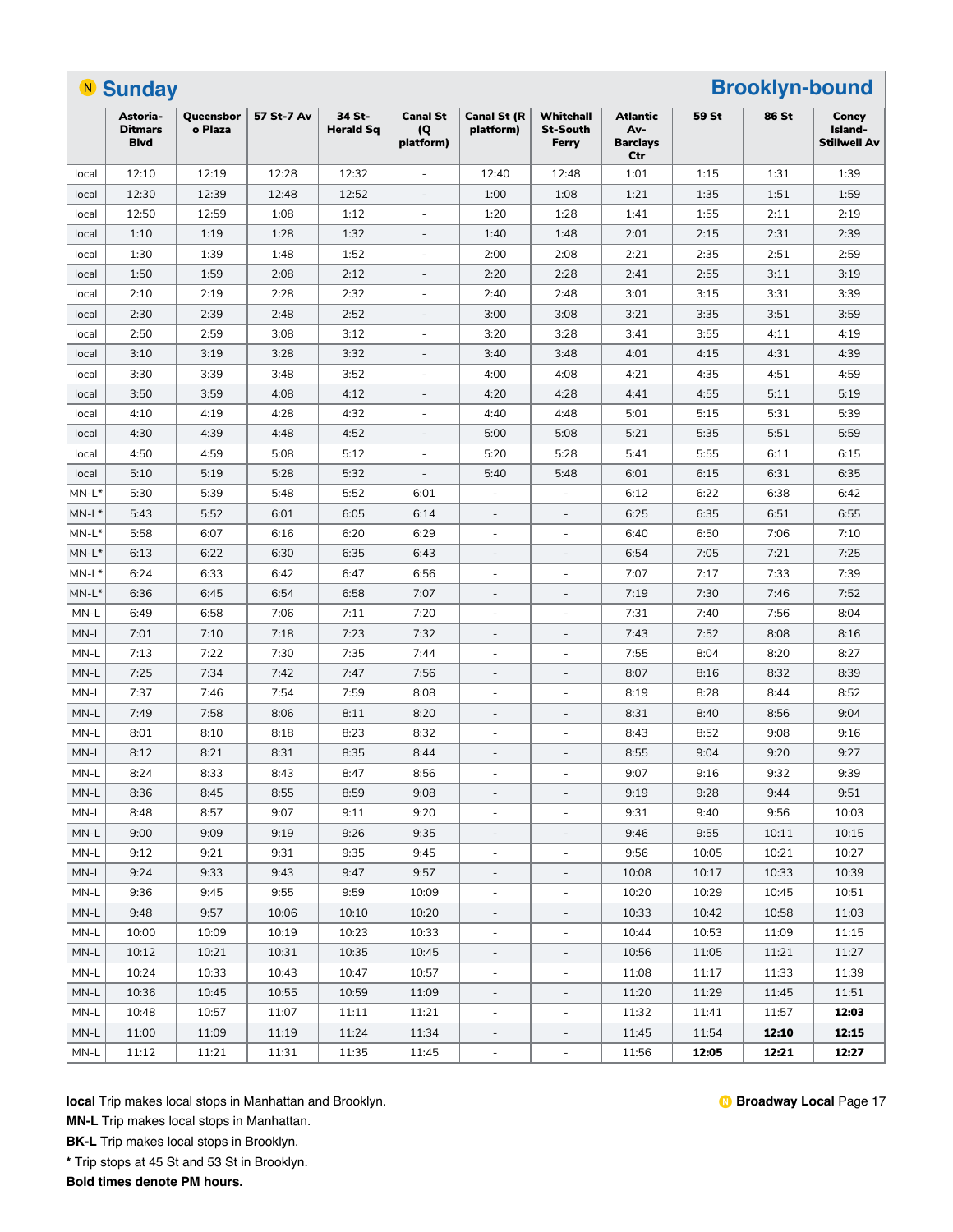## N Sunday — Brooklyn-bound

| | Astoria-Ditmars Blvd | Queensboro Plaza | 57 St-7 Av | 34 St-Herald Sq | Canal St (Q platform) | Canal St (R platform) | Whitehall St-South Ferry | Atlantic Av-Barclays Ctr | 59 St | 86 St | Coney Island-Stillwell Av |
|---|---|---|---|---|---|---|---|---|---|---|---|
| local | 12:10 | 12:19 | 12:28 | 12:32 | - | 12:40 | 12:48 | 1:01 | 1:15 | 1:31 | 1:39 |
| local | 12:30 | 12:39 | 12:48 | 12:52 | - | 1:00 | 1:08 | 1:21 | 1:35 | 1:51 | 1:59 |
| local | 12:50 | 12:59 | 1:08 | 1:12 | - | 1:20 | 1:28 | 1:41 | 1:55 | 2:11 | 2:19 |
| local | 1:10 | 1:19 | 1:28 | 1:32 | - | 1:40 | 1:48 | 2:01 | 2:15 | 2:31 | 2:39 |
| local | 1:30 | 1:39 | 1:48 | 1:52 | - | 2:00 | 2:08 | 2:21 | 2:35 | 2:51 | 2:59 |
| local | 1:50 | 1:59 | 2:08 | 2:12 | - | 2:20 | 2:28 | 2:41 | 2:55 | 3:11 | 3:19 |
| local | 2:10 | 2:19 | 2:28 | 2:32 | - | 2:40 | 2:48 | 3:01 | 3:15 | 3:31 | 3:39 |
| local | 2:30 | 2:39 | 2:48 | 2:52 | - | 3:00 | 3:08 | 3:21 | 3:35 | 3:51 | 3:59 |
| local | 2:50 | 2:59 | 3:08 | 3:12 | - | 3:20 | 3:28 | 3:41 | 3:55 | 4:11 | 4:19 |
| local | 3:10 | 3:19 | 3:28 | 3:32 | - | 3:40 | 3:48 | 4:01 | 4:15 | 4:31 | 4:39 |
| local | 3:30 | 3:39 | 3:48 | 3:52 | - | 4:00 | 4:08 | 4:21 | 4:35 | 4:51 | 4:59 |
| local | 3:50 | 3:59 | 4:08 | 4:12 | - | 4:20 | 4:28 | 4:41 | 4:55 | 5:11 | 5:19 |
| local | 4:10 | 4:19 | 4:28 | 4:32 | - | 4:40 | 4:48 | 5:01 | 5:15 | 5:31 | 5:39 |
| local | 4:30 | 4:39 | 4:48 | 4:52 | - | 5:00 | 5:08 | 5:21 | 5:35 | 5:51 | 5:59 |
| local | 4:50 | 4:59 | 5:08 | 5:12 | - | 5:20 | 5:28 | 5:41 | 5:55 | 6:11 | 6:15 |
| local | 5:10 | 5:19 | 5:28 | 5:32 | - | 5:40 | 5:48 | 6:01 | 6:15 | 6:31 | 6:35 |
| MN-L* | 5:30 | 5:39 | 5:48 | 5:52 | 6:01 | - | - | 6:12 | 6:22 | 6:38 | 6:42 |
| MN-L* | 5:43 | 5:52 | 6:01 | 6:05 | 6:14 | - | - | 6:25 | 6:35 | 6:51 | 6:55 |
| MN-L* | 5:58 | 6:07 | 6:16 | 6:20 | 6:29 | - | - | 6:40 | 6:50 | 7:06 | 7:10 |
| MN-L* | 6:13 | 6:22 | 6:30 | 6:35 | 6:43 | - | - | 6:54 | 7:05 | 7:21 | 7:25 |
| MN-L* | 6:24 | 6:33 | 6:42 | 6:47 | 6:56 | - | - | 7:07 | 7:17 | 7:33 | 7:39 |
| MN-L* | 6:36 | 6:45 | 6:54 | 6:58 | 7:07 | - | - | 7:19 | 7:30 | 7:46 | 7:52 |
| MN-L | 6:49 | 6:58 | 7:06 | 7:11 | 7:20 | - | - | 7:31 | 7:40 | 7:56 | 8:04 |
| MN-L | 7:01 | 7:10 | 7:18 | 7:23 | 7:32 | - | - | 7:43 | 7:52 | 8:08 | 8:16 |
| MN-L | 7:13 | 7:22 | 7:30 | 7:35 | 7:44 | - | - | 7:55 | 8:04 | 8:20 | 8:27 |
| MN-L | 7:25 | 7:34 | 7:42 | 7:47 | 7:56 | - | - | 8:07 | 8:16 | 8:32 | 8:39 |
| MN-L | 7:37 | 7:46 | 7:54 | 7:59 | 8:08 | - | - | 8:19 | 8:28 | 8:44 | 8:52 |
| MN-L | 7:49 | 7:58 | 8:06 | 8:11 | 8:20 | - | - | 8:31 | 8:40 | 8:56 | 9:04 |
| MN-L | 8:01 | 8:10 | 8:18 | 8:23 | 8:32 | - | - | 8:43 | 8:52 | 9:08 | 9:16 |
| MN-L | 8:12 | 8:21 | 8:31 | 8:35 | 8:44 | - | - | 8:55 | 9:04 | 9:20 | 9:27 |
| MN-L | 8:24 | 8:33 | 8:43 | 8:47 | 8:56 | - | - | 9:07 | 9:16 | 9:32 | 9:39 |
| MN-L | 8:36 | 8:45 | 8:55 | 8:59 | 9:08 | - | - | 9:19 | 9:28 | 9:44 | 9:51 |
| MN-L | 8:48 | 8:57 | 9:07 | 9:11 | 9:20 | - | - | 9:31 | 9:40 | 9:56 | 10:03 |
| MN-L | 9:00 | 9:09 | 9:19 | 9:26 | 9:35 | - | - | 9:46 | 9:55 | 10:11 | 10:15 |
| MN-L | 9:12 | 9:21 | 9:31 | 9:35 | 9:45 | - | - | 9:56 | 10:05 | 10:21 | 10:27 |
| MN-L | 9:24 | 9:33 | 9:43 | 9:47 | 9:57 | - | - | 10:08 | 10:17 | 10:33 | 10:39 |
| MN-L | 9:36 | 9:45 | 9:55 | 9:59 | 10:09 | - | - | 10:20 | 10:29 | 10:45 | 10:51 |
| MN-L | 9:48 | 9:57 | 10:06 | 10:10 | 10:20 | - | - | 10:33 | 10:42 | 10:58 | 11:03 |
| MN-L | 10:00 | 10:09 | 10:19 | 10:23 | 10:33 | - | - | 10:44 | 10:53 | 11:09 | 11:15 |
| MN-L | 10:12 | 10:21 | 10:31 | 10:35 | 10:45 | - | - | 10:56 | 11:05 | 11:21 | 11:27 |
| MN-L | 10:24 | 10:33 | 10:43 | 10:47 | 10:57 | - | - | 11:08 | 11:17 | 11:33 | 11:39 |
| MN-L | 10:36 | 10:45 | 10:55 | 10:59 | 11:09 | - | - | 11:20 | 11:29 | 11:45 | 11:51 |
| MN-L | 10:48 | 10:57 | 11:07 | 11:11 | 11:21 | - | - | 11:32 | 11:41 | 11:57 | **12:03** |
| MN-L | 11:00 | 11:09 | 11:19 | 11:24 | 11:34 | - | - | 11:45 | 11:54 | **12:10** | **12:15** |
| MN-L | 11:12 | 11:21 | 11:31 | 11:35 | 11:45 | - | - | 11:56 | **12:05** | **12:21** | **12:27** |

**local** Trip makes local stops in Manhattan and Brooklyn.

**MN-L** Trip makes local stops in Manhattan.

**BK-L** Trip makes local stops in Brooklyn.

**\*** Trip stops at 45 St and 53 St in Brooklyn.

**Bold times denote PM hours.**

**N Broadway Local**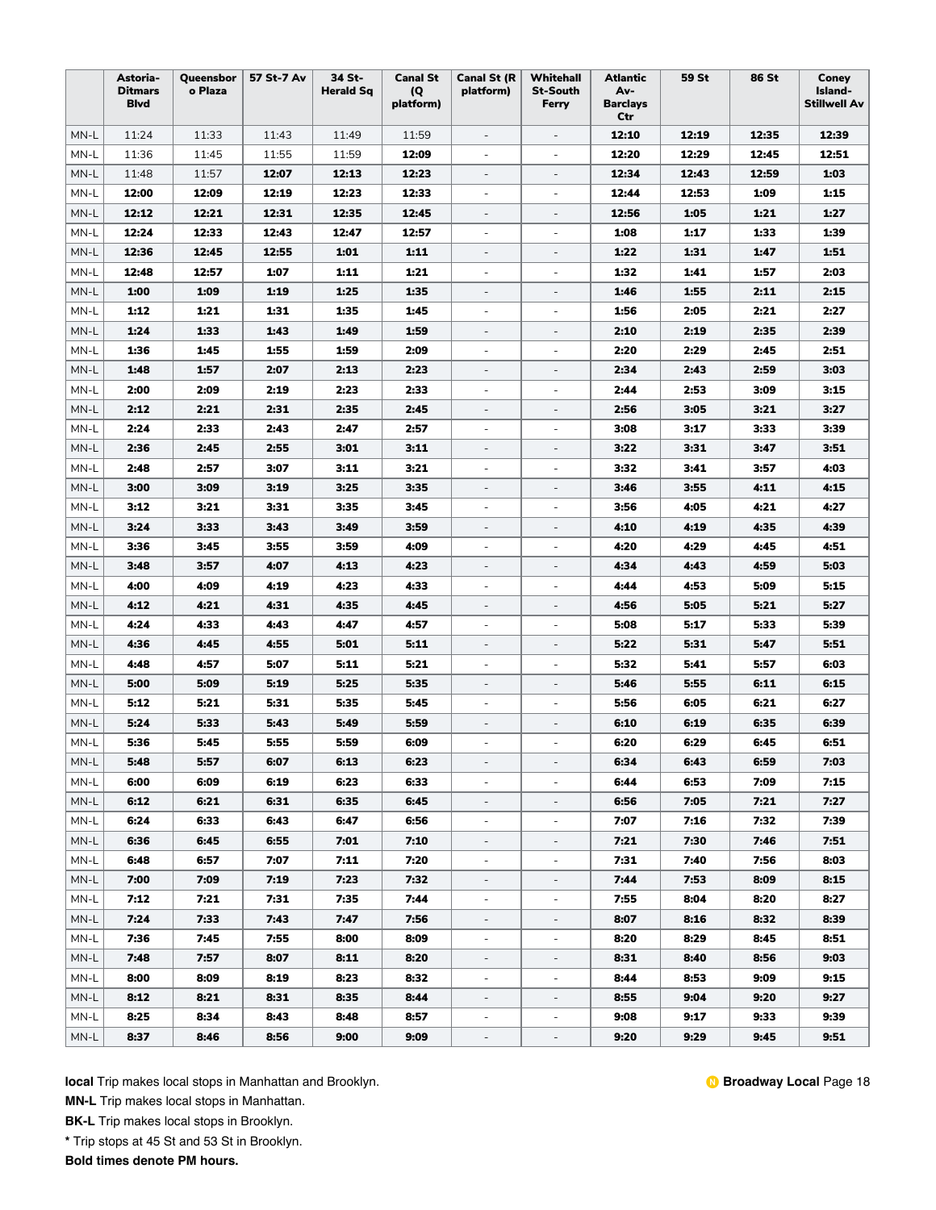| | Astoria-Ditmars Blvd | Queensboro Plaza | 57 St-7 Av | 34 St-Herald Sq | Canal St (Q platform) | Canal St (R platform) | Whitehall St-South Ferry | Atlantic Av-Barclays Ctr | 59 St | 86 St | Coney Island-Stillwell Av |
|---|---|---|---|---|---|---|---|---|---|---|---|
| MN-L | 11:24 | 11:33 | 11:43 | 11:49 | 11:59 | - | - | **12:10** | **12:19** | **12:35** | **12:39** |
| MN-L | 11:36 | 11:45 | 11:55 | 11:59 | **12:09** | - | - | **12:20** | **12:29** | **12:45** | **12:51** |
| MN-L | 11:48 | 11:57 | **12:07** | **12:13** | **12:23** | - | - | **12:34** | **12:43** | **12:59** | **1:03** |
| MN-L | **12:00** | **12:09** | **12:19** | **12:23** | **12:33** | - | - | **12:44** | **12:53** | **1:09** | **1:15** |
| MN-L | **12:12** | **12:21** | **12:31** | **12:35** | **12:45** | - | - | **12:56** | **1:05** | **1:21** | **1:27** |
| MN-L | **12:24** | **12:33** | **12:43** | **12:47** | **12:57** | - | - | **1:08** | **1:17** | **1:33** | **1:39** |
| MN-L | **12:36** | **12:45** | **12:55** | **1:01** | **1:11** | - | - | **1:22** | **1:31** | **1:47** | **1:51** |
| MN-L | **12:48** | **12:57** | **1:07** | **1:11** | **1:21** | - | - | **1:32** | **1:41** | **1:57** | **2:03** |
| MN-L | **1:00** | **1:09** | **1:19** | **1:25** | **1:35** | - | - | **1:46** | **1:55** | **2:11** | **2:15** |
| MN-L | **1:12** | **1:21** | **1:31** | **1:35** | **1:45** | - | - | **1:56** | **2:05** | **2:21** | **2:27** |
| MN-L | **1:24** | **1:33** | **1:43** | **1:49** | **1:59** | - | - | **2:10** | **2:19** | **2:35** | **2:39** |
| MN-L | **1:36** | **1:45** | **1:55** | **1:59** | **2:09** | - | - | **2:20** | **2:29** | **2:45** | **2:51** |
| MN-L | **1:48** | **1:57** | **2:07** | **2:13** | **2:23** | - | - | **2:34** | **2:43** | **2:59** | **3:03** |
| MN-L | **2:00** | **2:09** | **2:19** | **2:23** | **2:33** | - | - | **2:44** | **2:53** | **3:09** | **3:15** |
| MN-L | **2:12** | **2:21** | **2:31** | **2:35** | **2:45** | - | - | **2:56** | **3:05** | **3:21** | **3:27** |
| MN-L | **2:24** | **2:33** | **2:43** | **2:47** | **2:57** | - | - | **3:08** | **3:17** | **3:33** | **3:39** |
| MN-L | **2:36** | **2:45** | **2:55** | **3:01** | **3:11** | - | - | **3:22** | **3:31** | **3:47** | **3:51** |
| MN-L | **2:48** | **2:57** | **3:07** | **3:11** | **3:21** | - | - | **3:32** | **3:41** | **3:57** | **4:03** |
| MN-L | **3:00** | **3:09** | **3:19** | **3:25** | **3:35** | - | - | **3:46** | **3:55** | **4:11** | **4:15** |
| MN-L | **3:12** | **3:21** | **3:31** | **3:35** | **3:45** | - | - | **3:56** | **4:05** | **4:21** | **4:27** |
| MN-L | **3:24** | **3:33** | **3:43** | **3:49** | **3:59** | - | - | **4:10** | **4:19** | **4:35** | **4:39** |
| MN-L | **3:36** | **3:45** | **3:55** | **3:59** | **4:09** | - | - | **4:20** | **4:29** | **4:45** | **4:51** |
| MN-L | **3:48** | **3:57** | **4:07** | **4:13** | **4:23** | - | - | **4:34** | **4:43** | **4:59** | **5:03** |
| MN-L | **4:00** | **4:09** | **4:19** | **4:23** | **4:33** | - | - | **4:44** | **4:53** | **5:09** | **5:15** |
| MN-L | **4:12** | **4:21** | **4:31** | **4:35** | **4:45** | - | - | **4:56** | **5:05** | **5:21** | **5:27** |
| MN-L | **4:24** | **4:33** | **4:43** | **4:47** | **4:57** | - | - | **5:08** | **5:17** | **5:33** | **5:39** |
| MN-L | **4:36** | **4:45** | **4:55** | **5:01** | **5:11** | - | - | **5:22** | **5:31** | **5:47** | **5:51** |
| MN-L | **4:48** | **4:57** | **5:07** | **5:11** | **5:21** | - | - | **5:32** | **5:41** | **5:57** | **6:03** |
| MN-L | **5:00** | **5:09** | **5:19** | **5:25** | **5:35** | - | - | **5:46** | **5:55** | **6:11** | **6:15** |
| MN-L | **5:12** | **5:21** | **5:31** | **5:35** | **5:45** | - | - | **5:56** | **6:05** | **6:21** | **6:27** |
| MN-L | **5:24** | **5:33** | **5:43** | **5:49** | **5:59** | - | - | **6:10** | **6:19** | **6:35** | **6:39** |
| MN-L | **5:36** | **5:45** | **5:55** | **5:59** | **6:09** | - | - | **6:20** | **6:29** | **6:45** | **6:51** |
| MN-L | **5:48** | **5:57** | **6:07** | **6:13** | **6:23** | - | - | **6:34** | **6:43** | **6:59** | **7:03** |
| MN-L | **6:00** | **6:09** | **6:19** | **6:23** | **6:33** | - | - | **6:44** | **6:53** | **7:09** | **7:15** |
| MN-L | **6:12** | **6:21** | **6:31** | **6:35** | **6:45** | - | - | **6:56** | **7:05** | **7:21** | **7:27** |
| MN-L | **6:24** | **6:33** | **6:43** | **6:47** | **6:56** | - | - | **7:07** | **7:16** | **7:32** | **7:39** |
| MN-L | **6:36** | **6:45** | **6:55** | **7:01** | **7:10** | - | - | **7:21** | **7:30** | **7:46** | **7:51** |
| MN-L | **6:48** | **6:57** | **7:07** | **7:11** | **7:20** | - | - | **7:31** | **7:40** | **7:56** | **8:03** |
| MN-L | **7:00** | **7:09** | **7:19** | **7:23** | **7:32** | - | - | **7:44** | **7:53** | **8:09** | **8:15** |
| MN-L | **7:12** | **7:21** | **7:31** | **7:35** | **7:44** | - | - | **7:55** | **8:04** | **8:20** | **8:27** |
| MN-L | **7:24** | **7:33** | **7:43** | **7:47** | **7:56** | - | - | **8:07** | **8:16** | **8:32** | **8:39** |
| MN-L | **7:36** | **7:45** | **7:55** | **8:00** | **8:09** | - | - | **8:20** | **8:29** | **8:45** | **8:51** |
| MN-L | **7:48** | **7:57** | **8:07** | **8:11** | **8:20** | - | - | **8:31** | **8:40** | **8:56** | **9:03** |
| MN-L | **8:00** | **8:09** | **8:19** | **8:23** | **8:32** | - | - | **8:44** | **8:53** | **9:09** | **9:15** |
| MN-L | **8:12** | **8:21** | **8:31** | **8:35** | **8:44** | - | - | **8:55** | **9:04** | **9:20** | **9:27** |
| MN-L | **8:25** | **8:34** | **8:43** | **8:48** | **8:57** | - | - | **9:08** | **9:17** | **9:33** | **9:39** |
| MN-L | **8:37** | **8:46** | **8:56** | **9:00** | **9:09** | - | - | **9:20** | **9:29** | **9:45** | **9:51** |

**local** Trip makes local stops in Manhattan and Brooklyn.

**MN-L** Trip makes local stops in Manhattan.

**BK-L** Trip makes local stops in Brooklyn.

**\*** Trip stops at 45 St and 53 St in Brooklyn.

**Bold times denote PM hours.**

**N Broadway Local**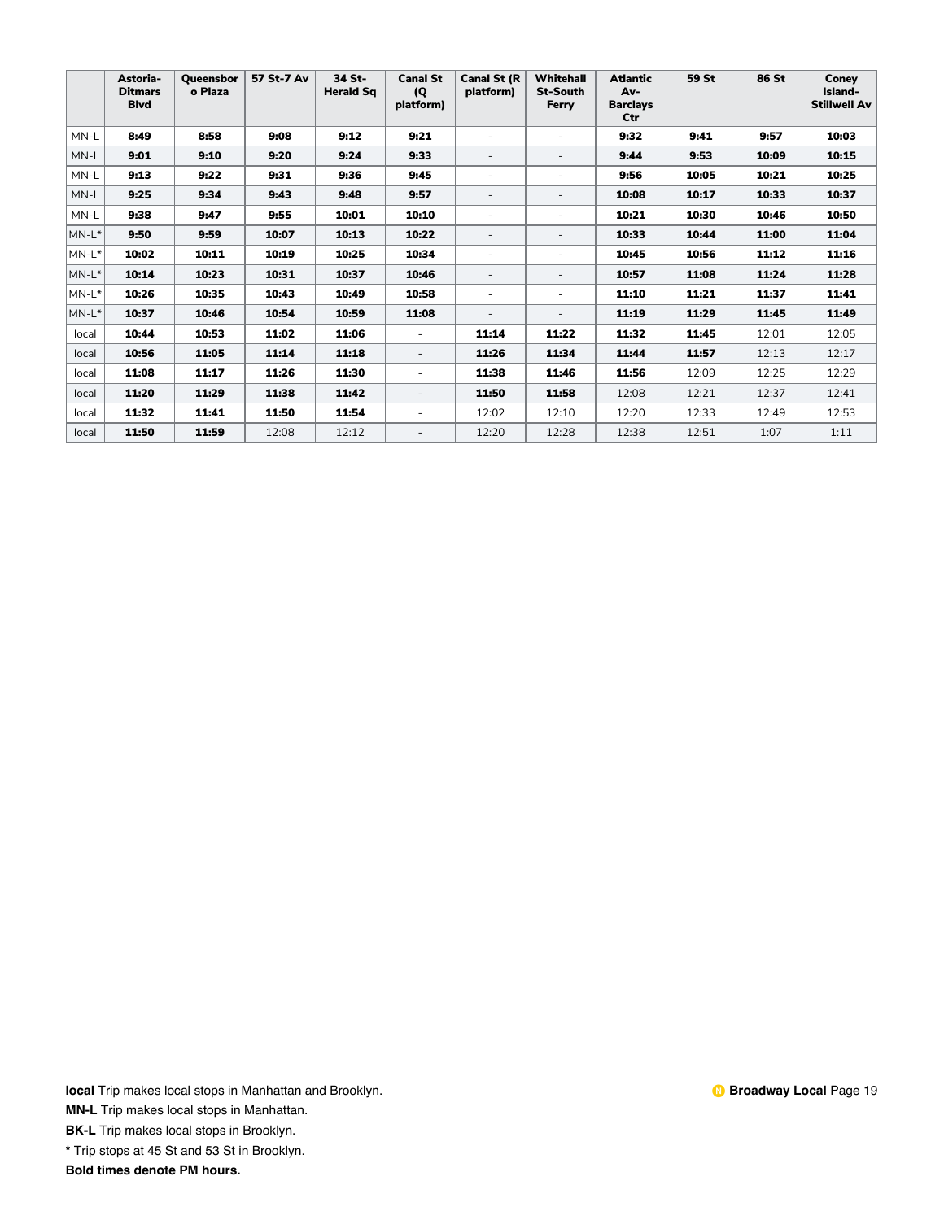| | Astoria-Ditmars Blvd | Queensboro Plaza | 57 St-7 Av | 34 St-Herald Sq | Canal St (Q platform) | Canal St (R platform) | Whitehall St-South Ferry | Atlantic Av-Barclays Ctr | 59 St | 86 St | Coney Island-Stillwell Av |
|---|---|---|---|---|---|---|---|---|---|---|---|
| MN-L | **8:49** | **8:58** | **9:08** | **9:12** | **9:21** | - | - | **9:32** | **9:41** | **9:57** | **10:03** |
| MN-L | **9:01** | **9:10** | **9:20** | **9:24** | **9:33** | - | - | **9:44** | **9:53** | **10:09** | **10:15** |
| MN-L | **9:13** | **9:22** | **9:31** | **9:36** | **9:45** | - | - | **9:56** | **10:05** | **10:21** | **10:25** |
| MN-L | **9:25** | **9:34** | **9:43** | **9:48** | **9:57** | - | - | **10:08** | **10:17** | **10:33** | **10:37** |
| MN-L | **9:38** | **9:47** | **9:55** | **10:01** | **10:10** | - | - | **10:21** | **10:30** | **10:46** | **10:50** |
| MN-L* | **9:50** | **9:59** | **10:07** | **10:13** | **10:22** | - | - | **10:33** | **10:44** | **11:00** | **11:04** |
| MN-L* | **10:02** | **10:11** | **10:19** | **10:25** | **10:34** | - | - | **10:45** | **10:56** | **11:12** | **11:16** |
| MN-L* | **10:14** | **10:23** | **10:31** | **10:37** | **10:46** | - | - | **10:57** | **11:08** | **11:24** | **11:28** |
| MN-L* | **10:26** | **10:35** | **10:43** | **10:49** | **10:58** | - | - | **11:10** | **11:21** | **11:37** | **11:41** |
| MN-L* | **10:37** | **10:46** | **10:54** | **10:59** | **11:08** | - | - | **11:19** | **11:29** | **11:45** | **11:49** |
| local | **10:44** | **10:53** | **11:02** | **11:06** | - | **11:14** | **11:22** | **11:32** | **11:45** | 12:01 | 12:05 |
| local | **10:56** | **11:05** | **11:14** | **11:18** | - | **11:26** | **11:34** | **11:44** | **11:57** | 12:13 | 12:17 |
| local | **11:08** | **11:17** | **11:26** | **11:30** | - | **11:38** | **11:46** | **11:56** | 12:09 | 12:25 | 12:29 |
| local | **11:20** | **11:29** | **11:38** | **11:42** | - | **11:50** | **11:58** | 12:08 | 12:21 | 12:37 | 12:41 |
| local | **11:32** | **11:41** | **11:50** | **11:54** | - | 12:02 | 12:10 | 12:20 | 12:33 | 12:49 | 12:53 |
| local | **11:50** | **11:59** | 12:08 | 12:12 | - | 12:20 | 12:28 | 12:38 | 12:51 | 1:07 | 1:11 |

**local** Trip makes local stops in Manhattan and Brooklyn.

**MN-L** Trip makes local stops in Manhattan.

**BK-L** Trip makes local stops in Brooklyn.

**\*** Trip stops at 45 St and 53 St in Brooklyn.

**Bold times denote PM hours.**

**N Broadway Local**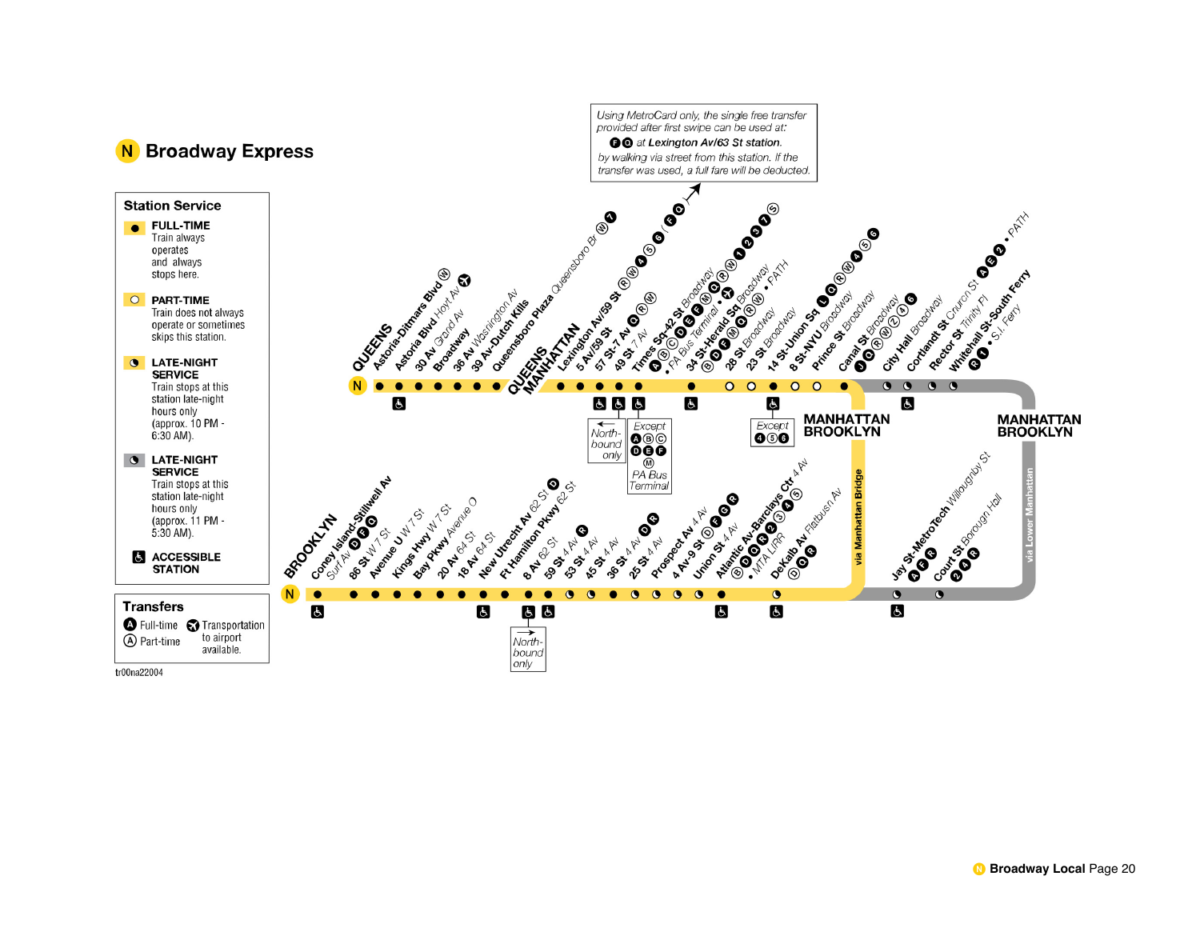# N Broadway Express

## Station Service

- **FULL-TIME** — Train always operates and always stops here.
- **PART-TIME** — Train does not always operate or sometimes skips this station.
- **LATE-NIGHT SERVICE** — Train stops at this station late-night hours only (approx. 10 PM - 6:30 AM).
- **LATE-NIGHT SERVICE** — Train stops at this station late-night hours only (approx. 11 PM - 5:30 AM).
- **ACCESSIBLE STATION**

## Transfers

- A Full-time
- A Part-time
- Transportation to airport available.

tr00na22004

*Using MetroCard only, the single free transfer provided after first swipe can be used at: F Q at Lexington Av/63 St station. by walking via street from this station. If the transfer was used, a full fare will be deducted.*

### QUEENS

- Astoria-Ditmars Blvd W
- Astoria Blvd Hoyt Av W
- 30 Av Grand Av
- Broadway
- 36 Av Washington Av
- 39 Av-Dutch Kills
- Queensboro Plaza Queensboro Br W 7

### QUEENS / MANHATTAN

- Lexington Av/59 St R W 4 5 6 (F Q)
- 5 Av/59 St R W
- 57 St-7 Av Q R W
- 49 St 7 Av
- Times Sq-42 St Broadway A C E Q R S W 1 2 3 7 • PA Bus Terminal (Except A B C D E F M PA Bus Terminal)
- 34 St-Herald Sq Broadway B D F M Q R W • PATH
- 28 St Broadway
- 23 St Broadway
- 14 St-Union Sq L Q R W 4 5 6 (Except 4 5 6)
- 8 St-NYU Broadway
- Prince St Broadway
- Canal St Broadway J Q R W Z 4 6
- City Hall Broadway
- Cortlandt St Church St A E 2 • PATH
- Rector St Trinity Pl
- Whitehall St-South Ferry R 1 • S.I. Ferry

North-bound only

### MANHATTAN / BROOKLYN

via Manhattan Bridge

via Lower Manhattan

### BROOKLYN

- Coney Island-Stillwell Av D F Q
- 86 St W 7 St
- Avenue U W 7 St
- Kings Hwy W 7 St
- Bay Pkwy Avenue O
- 20 Av 64 St
- 18 Av 64 St
- New Utrecht Av 62 St D
- Ft Hamilton Pkwy 62 St
- 8 Av 62 St
- 59 St 4 Av R
- 53 St 4 Av
- 45 St 4 Av
- 36 St 4 Av D R
- 25 St 4 Av
- Prospect Av 4 Av
- 4 Av-9 St D F G R
- Union St 4 Av
- Atlantic Av-Barclays Ctr 4 Av B D Q R 2 3 4 5 • MTA LIRR
- DeKalb Av Flatbush Av B Q R
- Jay St-MetroTech Willoughby St A F R
- Court St Borough Hall 2 4 R

North-bound only

N Broadway Local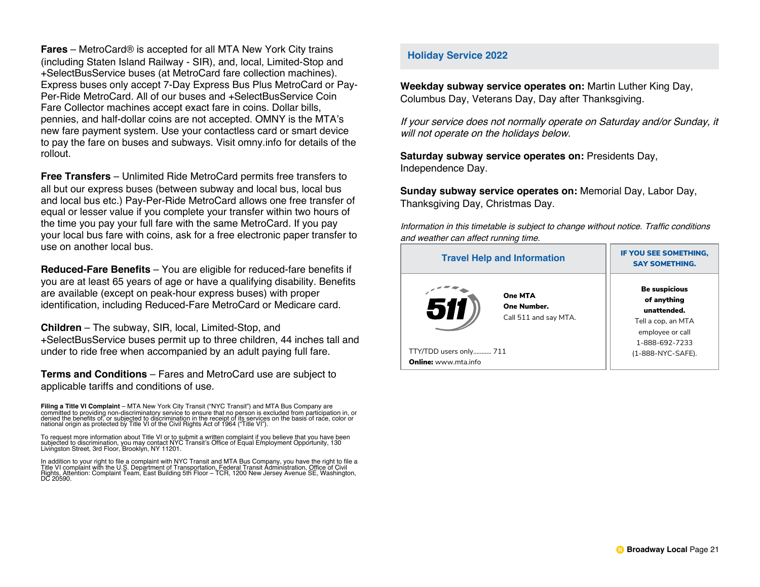**Fares** – MetroCard® is accepted for all MTA New York City trains (including Staten Island Railway - SIR), and, local, Limited-Stop and +SelectBusService buses (at MetroCard fare collection machines). Express buses only accept 7-Day Express Bus Plus MetroCard or Pay-Per-Ride MetroCard. All of our buses and +SelectBusService Coin Fare Collector machines accept exact fare in coins. Dollar bills, pennies, and half-dollar coins are not accepted. OMNY is the MTA's new fare payment system. Use your contactless card or smart device to pay the fare on buses and subways. Visit omny.info for details of the rollout.

**Free Transfers** – Unlimited Ride MetroCard permits free transfers to all but our express buses (between subway and local bus, local bus and local bus etc.) Pay-Per-Ride MetroCard allows one free transfer of equal or lesser value if you complete your transfer within two hours of the time you pay your full fare with the same MetroCard. If you pay your local bus fare with coins, ask for a free electronic paper transfer to use on another local bus.

**Reduced-Fare Benefits** – You are eligible for reduced-fare benefits if you are at least 65 years of age or have a qualifying disability. Benefits are available (except on peak-hour express buses) with proper identification, including Reduced-Fare MetroCard or Medicare card.

**Children** – The subway, SIR, local, Limited-Stop, and +SelectBusService buses permit up to three children, 44 inches tall and under to ride free when accompanied by an adult paying full fare.

**Terms and Conditions** – Fares and MetroCard use are subject to applicable tariffs and conditions of use.

**Filing a Title VI Complaint** – MTA New York City Transit ("NYC Transit") and MTA Bus Company are committed to providing non-discriminatory service to ensure that no person is excluded from participation in, or denied the benefits of, or subjected to discrimination in the receipt of its services on the basis of race, color or national origin as protected by Title VI of the Civil Rights Act of 1964 ("Title VI").

To request more information about Title VI or to submit a written complaint if you believe that you have been subjected to discrimination, you may contact NYC Transit's Office of Equal Employment Opportunity, 130 Livingston Street, 3rd Floor, Brooklyn, NY 11201.

In addition to your right to file a complaint with NYC Transit and MTA Bus Company, you have the right to file a Title VI complaint with the U.S. Department of Transportation, Federal Transit Administration, Office of Civil Rights, Attention: Complaint Team, East Building 5th Floor – TCR, 1200 New Jersey Avenue SE, Washington, DC 20590.

## Holiday Service 2022

**Weekday subway service operates on:** Martin Luther King Day, Columbus Day, Veterans Day, Day after Thanksgiving.

*If your service does not normally operate on Saturday and/or Sunday, it will not operate on the holidays below.*

**Saturday subway service operates on:** Presidents Day, Independence Day.

**Sunday subway service operates on:** Memorial Day, Labor Day, Thanksgiving Day, Christmas Day.

*Information in this timetable is subject to change without notice. Traffic conditions and weather can affect running time.*

### Travel Help and Information

511

**One MTA**
**One Number.**
Call 511 and say MTA.

TTY/TDD users only.......... 711
**Online:** www.mta.info

### IF YOU SEE SOMETHING, SAY SOMETHING.

**Be suspicious of anything unattended.**
Tell a cop, an MTA employee or call 1-888-692-7233 (1-888-NYC-SAFE).